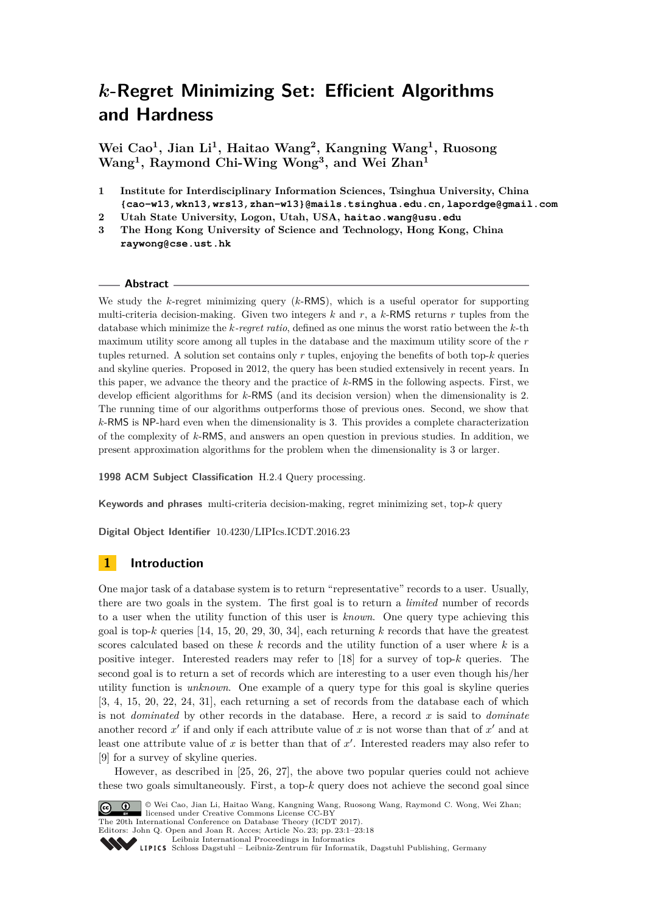# $k$-Regret Minimizing Set: Efficient Algorithms and Hardness

**Wei Cao[1], Jian Li[1], Haitao Wang[2], Kangning Wang[1], Ruosong Wang[1], Raymond Chi-Wing Wong[3], and Wei Zhan[1]**

1. **Institute for Interdisciplinary Information Sciences, Tsinghua University, China** **{cao-w13,wkn13,wrs13,zhan-w13}@mails.tsinghua.edu.cn, lapordge@gmail.com**
2. **Utah State University, Logon, Utah, USA, haitao.wang@usu.edu**
3. **The Hong Kong University of Science and Technology, Hong Kong, China** **raywong@cse.ust.hk**

## Abstract

We study the $k$-regret minimizing query ($k$-RMS), which is a useful operator for supporting multi-criteria decision-making. Given two integers $k$ and $r$, a $k$-RMS returns $r$ tuples from the database which minimize the *$k$-regret ratio*, defined as one minus the worst ratio between the $k$-th maximum utility score among all tuples in the database and the maximum utility score of the $r$ tuples returned. A solution set contains only $r$ tuples, enjoying the benefits of both top-$k$ queries and skyline queries. Proposed in 2012, the query has been studied extensively in recent years. In this paper, we advance the theory and the practice of $k$-RMS in the following aspects. First, we develop efficient algorithms for $k$-RMS (and its decision version) when the dimensionality is 2. The running time of our algorithms outperforms those of previous ones. Second, we show that $k$-RMS is NP-hard even when the dimensionality is 3. This provides a complete characterization of the complexity of $k$-RMS, and answers an open question in previous studies. In addition, we present approximation algorithms for the problem when the dimensionality is 3 or larger.

**1998 ACM Subject Classification** H.2.4 Query processing.

**Keywords and phrases** multi-criteria decision-making, regret minimizing set, top-$k$ query

**Digital Object Identifier** 10.4230/LIPIcs.ICDT.2016.23

## 1 Introduction

One major task of a database system is to return "representative" records to a user. Usually, there are two goals in the system. The first goal is to return a *limited* number of records to a user when the utility function of this user is *known*. One query type achieving this goal is top-$k$ queries [14, 15, 20, 29, 30, 34], each returning $k$ records that have the greatest scores calculated based on these $k$ records and the utility function of a user where $k$ is a positive integer. Interested readers may refer to [18] for a survey of top-$k$ queries. The second goal is to return a set of records which are interesting to a user even though his/her utility function is *unknown*. One example of a query type for this goal is skyline queries [3, 4, 15, 20, 22, 24, 31], each returning a set of records from the database each of which is not *dominated* by other records in the database. Here, a record $x$ is said to *dominate* another record $x'$ if and only if each attribute value of $x$ is not worse than that of $x'$ and at least one attribute value of $x$ is better than that of $x'$. Interested readers may also refer to [9] for a survey of skyline queries.

However, as described in [25, 26, 27], the above two popular queries could not achieve these two goals simultaneously. First, a top-$k$ query does not achieve the second goal since

© Wei Cao, Jian Li, Haitao Wang, Kangning Wang, Ruosong Wang, Raymond C. Wong, Wei Zhan; licensed under Creative Commons License CC-BY
The 20th International Conference on Database Theory (ICDT 2017).
Editors: John Q. Open and Joan R. Acces; Article No. 23; pp. 23:1–23:18
Leibniz International Proceedings in Informatics
Schloss Dagstuhl – Leibniz-Zentrum für Informatik, Dagstuhl Publishing, Germany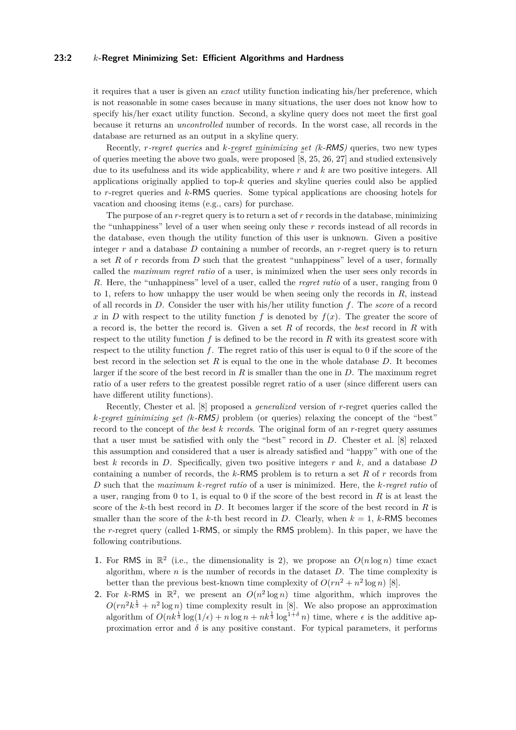it requires that a user is given an *exact* utility function indicating his/her preference, which is not reasonable in some cases because in many situations, the user does not know how to specify his/her exact utility function. Second, a skyline query does not meet the first goal because it returns an *uncontrolled* number of records. In the worst case, all records in the database are returned as an output in a skyline query.

Recently, *r-regret queries* and *k-regret minimizing set (k-RMS)* queries, two new types of queries meeting the above two goals, were proposed [8, 25, 26, 27] and studied extensively due to its usefulness and its wide applicability, where $r$ and $k$ are two positive integers. All applications originally applied to top-$k$ queries and skyline queries could also be applied to $r$-regret queries and $k$-RMS queries. Some typical applications are choosing hotels for vacation and choosing items (e.g., cars) for purchase.

The purpose of an $r$-regret query is to return a set of $r$ records in the database, minimizing the "unhappiness" level of a user when seeing only these $r$ records instead of all records in the database, even though the utility function of this user is unknown. Given a positive integer $r$ and a database $D$ containing a number of records, an $r$-regret query is to return a set $R$ of $r$ records from $D$ such that the greatest "unhappiness" level of a user, formally called the *maximum regret ratio* of a user, is minimized when the user sees only records in $R$. Here, the "unhappiness" level of a user, called the *regret ratio* of a user, ranging from 0 to 1, refers to how unhappy the user would be when seeing only the records in $R$, instead of all records in $D$. Consider the user with his/her utility function $f$. The *score* of a record $x$ in $D$ with respect to the utility function $f$ is denoted by $f(x)$. The greater the score of a record is, the better the record is. Given a set $R$ of records, the *best* record in $R$ with respect to the utility function $f$ is defined to be the record in $R$ with its greatest score with respect to the utility function $f$. The regret ratio of this user is equal to 0 if the score of the best record in the selection set $R$ is equal to the one in the whole database $D$. It becomes larger if the score of the best record in $R$ is smaller than the one in $D$. The maximum regret ratio of a user refers to the greatest possible regret ratio of a user (since different users can have different utility functions).

Recently, Chester et al. [8] proposed a *generalized* version of $r$-regret queries called the *k-regret minimizing set (k-RMS)* problem (or queries) relaxing the concept of the "best" record to the concept of *the best k records*. The original form of an $r$-regret query assumes that a user must be satisfied with only the "best" record in $D$. Chester et al. [8] relaxed this assumption and considered that a user is already satisfied and "happy" with one of the best $k$ records in $D$. Specifically, given two positive integers $r$ and $k$, and a database $D$ containing a number of records, the $k$-RMS problem is to return a set $R$ of $r$ records from $D$ such that the *maximum k-regret ratio* of a user is minimized. Here, the *k-regret ratio* of a user, ranging from 0 to 1, is equal to 0 if the score of the best record in $R$ is at least the score of the $k$-th best record in $D$. It becomes larger if the score of the best record in $R$ is smaller than the score of the $k$-th best record in $D$. Clearly, when $k = 1$, $k$-RMS becomes the $r$-regret query (called 1-RMS, or simply the RMS problem). In this paper, we have the following contributions.

1. For RMS in $\mathbb{R}^2$ (i.e., the dimensionality is 2), we propose an $O(n \log n)$ time exact algorithm, where $n$ is the number of records in the dataset $D$. The time complexity is better than the previous best-known time complexity of $O(rn^2 + n^2 \log n)$ [8].
2. For $k$-RMS in $\mathbb{R}^2$, we present an $O(n^2 \log n)$ time algorithm, which improves the $O(rn^2 k^{\frac{1}{3}} + n^2 \log n)$ time complexity result in [8]. We also propose an approximation algorithm of $O(nk^{\frac{1}{3}} \log(1/\epsilon) + n \log n + nk^{\frac{1}{3}} \log^{1+\delta} n)$ time, where $\epsilon$ is the additive approximation error and $\delta$ is any positive constant. For typical parameters, it performs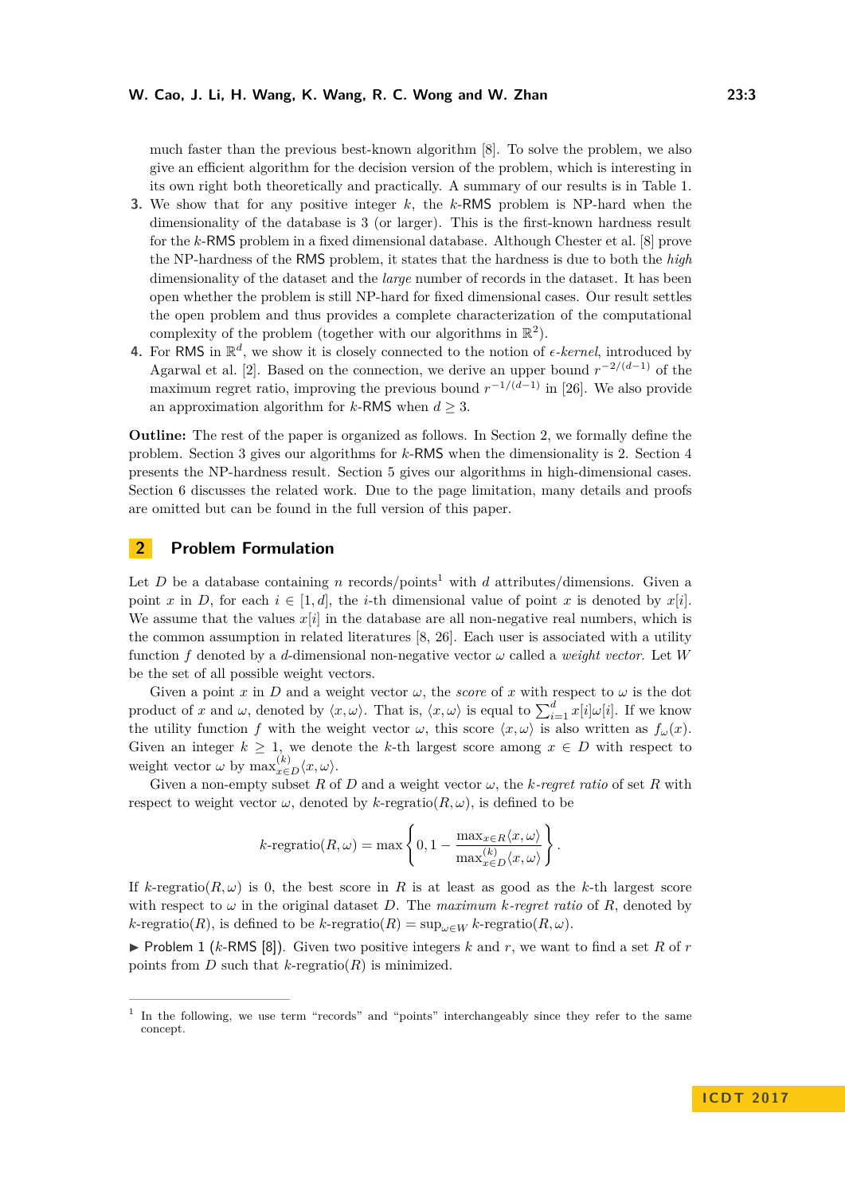much faster than the previous best-known algorithm [8]. To solve the problem, we also give an efficient algorithm for the decision version of the problem, which is interesting in its own right both theoretically and practically. A summary of our results is in Table 1.

3. We show that for any positive integer $k$, the $k$-RMS problem is NP-hard when the dimensionality of the database is 3 (or larger). This is the first-known hardness result for the $k$-RMS problem in a fixed dimensional database. Although Chester et al. [8] prove the NP-hardness of the RMS problem, it states that the hardness is due to both the *high* dimensionality of the dataset and the *large* number of records in the dataset. It has been open whether the problem is still NP-hard for fixed dimensional cases. Our result settles the open problem and thus provides a complete characterization of the computational complexity of the problem (together with our algorithms in $\mathbb{R}^2$).
4. For RMS in $\mathbb{R}^d$, we show it is closely connected to the notion of $\epsilon$-*kernel*, introduced by Agarwal et al. [2]. Based on the connection, we derive an upper bound $r^{-2/(d-1)}$ of the maximum regret ratio, improving the previous bound $r^{-1/(d-1)}$ in [26]. We also provide an approximation algorithm for $k$-RMS when $d \geq 3$.

**Outline:** The rest of the paper is organized as follows. In Section 2, we formally define the problem. Section 3 gives our algorithms for $k$-RMS when the dimensionality is 2. Section 4 presents the NP-hardness result. Section 5 gives our algorithms in high-dimensional cases. Section 6 discusses the related work. Due to the page limitation, many details and proofs are omitted but can be found in the full version of this paper.

## 2 Problem Formulation

Let $D$ be a database containing $n$ records/points[1] with $d$ attributes/dimensions. Given a point $x$ in $D$, for each $i \in [1, d]$, the $i$-th dimensional value of point $x$ is denoted by $x[i]$. We assume that the values $x[i]$ in the database are all non-negative real numbers, which is the common assumption in related literatures [8, 26]. Each user is associated with a utility function $f$ denoted by a $d$-dimensional non-negative vector $\omega$ called a *weight vector*. Let $W$ be the set of all possible weight vectors.

Given a point $x$ in $D$ and a weight vector $\omega$, the *score* of $x$ with respect to $\omega$ is the dot product of $x$ and $\omega$, denoted by $\langle x, \omega\rangle$. That is, $\langle x, \omega\rangle$ is equal to $\sum_{i=1}^{d} x[i]\omega[i]$. If we know the utility function $f$ with the weight vector $\omega$, this score $\langle x, \omega\rangle$ is also written as $f_\omega(x)$. Given an integer $k \geq 1$, we denote the $k$-th largest score among $x \in D$ with respect to weight vector $\omega$ by $\max^{(k)}_{x\in D}\langle x, \omega\rangle$.

Given a non-empty subset $R$ of $D$ and a weight vector $\omega$, the $k$-*regret ratio* of set $R$ with respect to weight vector $\omega$, denoted by $k$-regratio$(R, \omega)$, is defined to be

$$k\text{-regratio}(R, \omega) = \max\left\{0, 1 - \frac{\max_{x\in R}\langle x, \omega\rangle}{\max^{(k)}_{x\in D}\langle x, \omega\rangle}\right\}.$$

If $k$-regratio$(R, \omega)$ is 0, the best score in $R$ is at least as good as the $k$-th largest score with respect to $\omega$ in the original dataset $D$. The *maximum* $k$-*regret ratio* of $R$, denoted by $k$-regratio$(R)$, is defined to be $k$-regratio$(R) = \sup_{\omega\in W} k$-regratio$(R, \omega)$.

▶ Problem 1 ($k$-RMS [8]). Given two positive integers $k$ and $r$, we want to find a set $R$ of $r$ points from $D$ such that $k$-regratio$(R)$ is minimized.

[1] In the following, we use term "records" and "points" interchangeably since they refer to the same concept.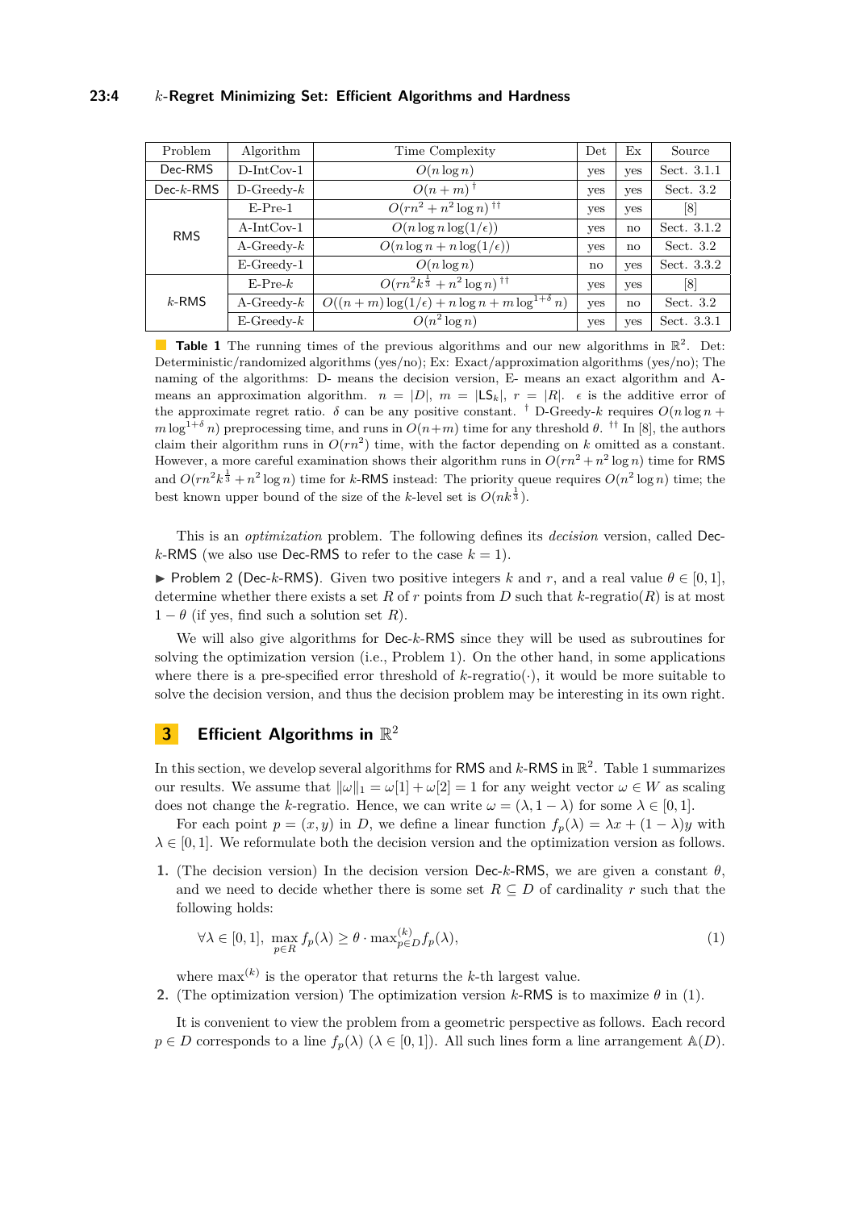| Problem | Algorithm | Time Complexity | Det | Ex | Source |
|---|---|---|---|---|---|
| Dec-RMS | D-IntCov-1 | $O(n \log n)$ | yes | yes | Sect. 3.1.1 |
| Dec-$k$-RMS | D-Greedy-$k$ | $O(n+m)$ † | yes | yes | Sect. 3.2 |
| RMS | E-Pre-1 | $O(rn^2 + n^2 \log n)$ †† | yes | yes | [8] |
| | A-IntCov-1 | $O(n \log n \log(1/\epsilon))$ | yes | no | Sect. 3.1.2 |
| | A-Greedy-$k$ | $O(n \log n + n \log(1/\epsilon))$ | yes | no | Sect. 3.2 |
| | E-Greedy-1 | $O(n \log n)$ | no | yes | Sect. 3.3.2 |
| $k$-RMS | E-Pre-$k$ | $O(rn^2 k^{\frac{1}{3}} + n^2 \log n)$ †† | yes | yes | [8] |
| | A-Greedy-$k$ | $O((n+m)\log(1/\epsilon) + n \log n + m \log^{1+\delta} n)$ | yes | no | Sect. 3.2 |
| | E-Greedy-$k$ | $O(n^2 \log n)$ | yes | yes | Sect. 3.3.1 |

**Table 1** The running times of the previous algorithms and our new algorithms in $\mathbb{R}^2$. Det: Deterministic/randomized algorithms (yes/no); Ex: Exact/approximation algorithms (yes/no); The naming of the algorithms: D- means the decision version, E- means an exact algorithm and A- means an approximation algorithm. $n = |D|$, $m = |\mathsf{LS}_k|$, $r = |R|$. $\epsilon$ is the additive error of the approximate regret ratio. $\delta$ can be any positive constant. † D-Greedy-$k$ requires $O(n \log n + m \log^{1+\delta} n)$ preprocessing time, and runs in $O(n+m)$ time for any threshold $\theta$. †† In [8], the authors claim their algorithm runs in $O(rn^2)$ time, with the factor depending on $k$ omitted as a constant. However, a more careful examination shows their algorithm runs in $O(rn^2 + n^2 \log n)$ time for RMS and $O(rn^2 k^{\frac{1}{3}} + n^2 \log n)$ time for $k$-RMS instead: The priority queue requires $O(n^2 \log n)$ time; the best known upper bound of the size of the $k$-level set is $O(nk^{\frac{1}{3}})$.

This is an *optimization* problem. The following defines its *decision* version, called Dec-$k$-RMS (we also use Dec-RMS to refer to the case $k = 1$).

▶ Problem 2 (Dec-$k$-RMS). Given two positive integers $k$ and $r$, and a real value $\theta \in [0, 1]$, determine whether there exists a set $R$ of $r$ points from $D$ such that $k$-regratio$(R)$ is at most $1 - \theta$ (if yes, find such a solution set $R$).

We will also give algorithms for Dec-$k$-RMS since they will be used as subroutines for solving the optimization version (i.e., Problem 1). On the other hand, in some applications where there is a pre-specified error threshold of $k$-regratio$(\cdot)$, it would be more suitable to solve the decision version, and thus the decision problem may be interesting in its own right.

# 3 Efficient Algorithms in $\mathbb{R}^2$

In this section, we develop several algorithms for RMS and $k$-RMS in $\mathbb{R}^2$. Table 1 summarizes our results. We assume that $\|\omega\|_1 = \omega[1] + \omega[2] = 1$ for any weight vector $\omega \in W$ as scaling does not change the $k$-regratio. Hence, we can write $\omega = (\lambda, 1 - \lambda)$ for some $\lambda \in [0, 1]$.

For each point $p = (x, y)$ in $D$, we define a linear function $f_p(\lambda) = \lambda x + (1 - \lambda)y$ with $\lambda \in [0, 1]$. We reformulate both the decision version and the optimization version as follows.

1. (The decision version) In the decision version Dec-$k$-RMS, we are given a constant $\theta$, and we need to decide whether there is some set $R \subseteq D$ of cardinality $r$ such that the following holds:

$$\forall \lambda \in [0, 1], \ \max_{p \in R} f_p(\lambda) \geq \theta \cdot \max^{(k)}_{p \in D} f_p(\lambda), \tag{1}$$

   where $\max^{(k)}$ is the operator that returns the $k$-th largest value.
2. (The optimization version) The optimization version $k$-RMS is to maximize $\theta$ in (1).

It is convenient to view the problem from a geometric perspective as follows. Each record $p \in D$ corresponds to a line $f_p(\lambda)$ ($\lambda \in [0, 1]$). All such lines form a line arrangement $\mathbb{A}(D)$.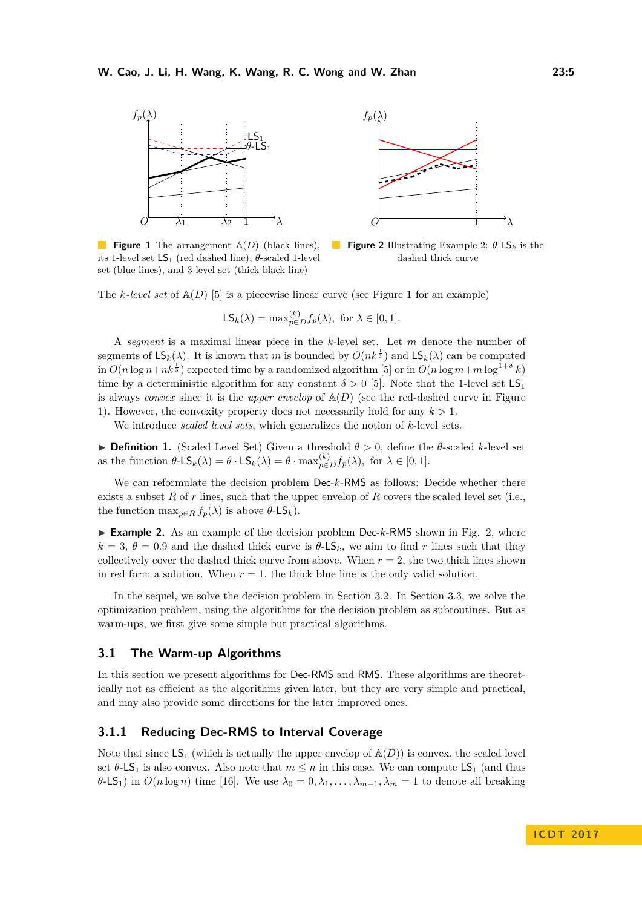**Figure 1** The arrangement $\mathbb{A}(D)$ (black lines), its 1-level set $\mathsf{LS}_1$ (red dashed line), $\theta$-scaled 1-level set (blue lines), and 3-level set (thick black line)

**Figure 2** Illustrating Example 2: $\theta$-$\mathsf{LS}_k$ is the dashed thick curve

The *k-level set* of $\mathbb{A}(D)$ [5] is a piecewise linear curve (see Figure 1 for an example)

$$\mathsf{LS}_k(\lambda) = \max^{(k)}_{p \in D} f_p(\lambda), \text{ for } \lambda \in [0, 1].$$

A *segment* is a maximal linear piece in the $k$-level set. Let $m$ denote the number of segments of $\mathsf{LS}_k(\lambda)$. It is known that $m$ is bounded by $O(nk^{\frac{1}{3}})$ and $\mathsf{LS}_k(\lambda)$ can be computed in $O(n \log n + nk^{\frac{1}{3}})$ expected time by a randomized algorithm [5] or in $O(n \log m + m \log^{1+\delta} k)$ time by a deterministic algorithm for any constant $\delta > 0$ [5]. Note that the 1-level set $\mathsf{LS}_1$ is always *convex* since it is the *upper envelop* of $\mathbb{A}(D)$ (see the red-dashed curve in Figure 1). However, the convexity property does not necessarily hold for any $k > 1$.

We introduce *scaled level sets*, which generalizes the notion of $k$-level sets.

▶ **Definition 1.** (Scaled Level Set) Given a threshold $\theta > 0$, define the $\theta$-scaled $k$-level set as the function $\theta\text{-}\mathsf{LS}_k(\lambda) = \theta \cdot \mathsf{LS}_k(\lambda) = \theta \cdot \max^{(k)}_{p \in D} f_p(\lambda)$, for $\lambda \in [0, 1]$.

We can reformulate the decision problem Dec-$k$-RMS as follows: Decide whether there exists a subset $R$ of $r$ lines, such that the upper envelop of $R$ covers the scaled level set (i.e., the function $\max_{p \in R} f_p(\lambda)$ is above $\theta$-$\mathsf{LS}_k$).

▶ **Example 2.** As an example of the decision problem Dec-$k$-RMS shown in Fig. 2, where $k = 3$, $\theta = 0.9$ and the dashed thick curve is $\theta$-$\mathsf{LS}_k$, we aim to find $r$ lines such that they collectively cover the dashed thick curve from above. When $r = 2$, the two thick lines shown in red form a solution. When $r = 1$, the thick blue line is the only valid solution.

In the sequel, we solve the decision problem in Section 3.2. In Section 3.3, we solve the optimization problem, using the algorithms for the decision problem as subroutines. But as warm-ups, we first give some simple but practical algorithms.

## 3.1 The Warm-up Algorithms

In this section we present algorithms for Dec-RMS and RMS. These algorithms are theoretically not as efficient as the algorithms given later, but they are very simple and practical, and may also provide some directions for the later improved ones.

### 3.1.1 Reducing Dec-RMS to Interval Coverage

Note that since $\mathsf{LS}_1$ (which is actually the upper envelop of $\mathbb{A}(D)$) is convex, the scaled level set $\theta$-$\mathsf{LS}_1$ is also convex. Also note that $m \leq n$ in this case. We can compute $\mathsf{LS}_1$ (and thus $\theta$-$\mathsf{LS}_1$) in $O(n \log n)$ time [16]. We use $\lambda_0 = 0, \lambda_1, \ldots, \lambda_{m-1}, \lambda_m = 1$ to denote all breaking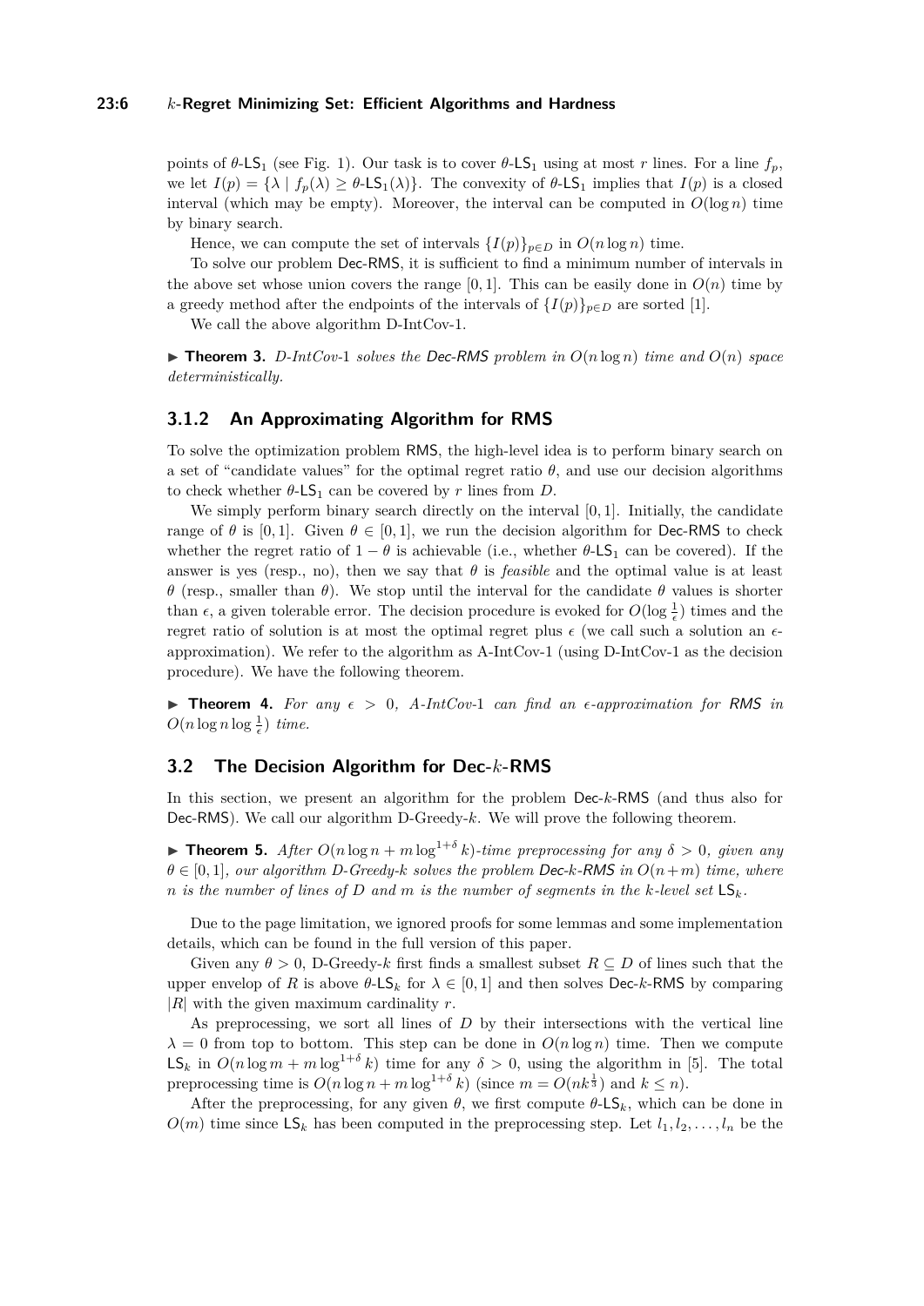points of $\theta$-$\mathsf{LS}_1$ (see Fig. 1). Our task is to cover $\theta$-$\mathsf{LS}_1$ using at most $r$ lines. For a line $f_p$, we let $I(p) = \{\lambda \mid f_p(\lambda) \geq \theta\text{-}\mathsf{LS}_1(\lambda)\}$. The convexity of $\theta$-$\mathsf{LS}_1$ implies that $I(p)$ is a closed interval (which may be empty). Moreover, the interval can be computed in $O(\log n)$ time by binary search.

Hence, we can compute the set of intervals $\{I(p)\}_{p \in D}$ in $O(n \log n)$ time.

To solve our problem Dec-RMS, it is sufficient to find a minimum number of intervals in the above set whose union covers the range $[0, 1]$. This can be easily done in $O(n)$ time by a greedy method after the endpoints of the intervals of $\{I(p)\}_{p \in D}$ are sorted [1].

We call the above algorithm D-IntCov-1.

▶ **Theorem 3.** *D-IntCov-*1 *solves the Dec-RMS problem in $O(n \log n)$ time and $O(n)$ space deterministically.*

### 3.1.2 An Approximating Algorithm for RMS

To solve the optimization problem RMS, the high-level idea is to perform binary search on a set of "candidate values" for the optimal regret ratio $\theta$, and use our decision algorithms to check whether $\theta$-$\mathsf{LS}_1$ can be covered by $r$ lines from $D$.

We simply perform binary search directly on the interval $[0, 1]$. Initially, the candidate range of $\theta$ is $[0, 1]$. Given $\theta \in [0, 1]$, we run the decision algorithm for Dec-RMS to check whether the regret ratio of $1 - \theta$ is achievable (i.e., whether $\theta$-$\mathsf{LS}_1$ can be covered). If the answer is yes (resp., no), then we say that $\theta$ is *feasible* and the optimal value is at least $\theta$ (resp., smaller than $\theta$). We stop until the interval for the candidate $\theta$ values is shorter than $\epsilon$, a given tolerable error. The decision procedure is evoked for $O(\log \frac{1}{\epsilon})$ times and the regret ratio of solution is at most the optimal regret plus $\epsilon$ (we call such a solution an $\epsilon$-approximation). We refer to the algorithm as A-IntCov-1 (using D-IntCov-1 as the decision procedure). We have the following theorem.

▶ **Theorem 4.** *For any $\epsilon > 0$, A-IntCov-*1 *can find an $\epsilon$-approximation for RMS in $O(n \log n \log \frac{1}{\epsilon})$ time.*

## 3.2 The Decision Algorithm for Dec-$k$-RMS

In this section, we present an algorithm for the problem Dec-$k$-RMS (and thus also for Dec-RMS). We call our algorithm D-Greedy-$k$. We will prove the following theorem.

▶ **Theorem 5.** *After $O(n \log n + m \log^{1+\delta} k)$-time preprocessing for any $\delta > 0$, given any $\theta \in [0, 1]$, our algorithm D-Greedy-$k$ solves the problem Dec-$k$-RMS in $O(n + m)$ time, where $n$ is the number of lines of $D$ and $m$ is the number of segments in the $k$-level set $\mathsf{LS}_k$.*

Due to the page limitation, we ignored proofs for some lemmas and some implementation details, which can be found in the full version of this paper.

Given any $\theta > 0$, D-Greedy-$k$ first finds a smallest subset $R \subseteq D$ of lines such that the upper envelop of $R$ is above $\theta$-$\mathsf{LS}_k$ for $\lambda \in [0, 1]$ and then solves Dec-$k$-RMS by comparing $|R|$ with the given maximum cardinality $r$.

As preprocessing, we sort all lines of $D$ by their intersections with the vertical line $\lambda = 0$ from top to bottom. This step can be done in $O(n \log n)$ time. Then we compute $\mathsf{LS}_k$ in $O(n \log m + m \log^{1+\delta} k)$ time for any $\delta > 0$, using the algorithm in [5]. The total preprocessing time is $O(n \log n + m \log^{1+\delta} k)$ (since $m = O(nk^{\frac{1}{3}})$ and $k \leq n$).

After the preprocessing, for any given $\theta$, we first compute $\theta$-$\mathsf{LS}_k$, which can be done in $O(m)$ time since $\mathsf{LS}_k$ has been computed in the preprocessing step. Let $l_1, l_2, \ldots, l_n$ be the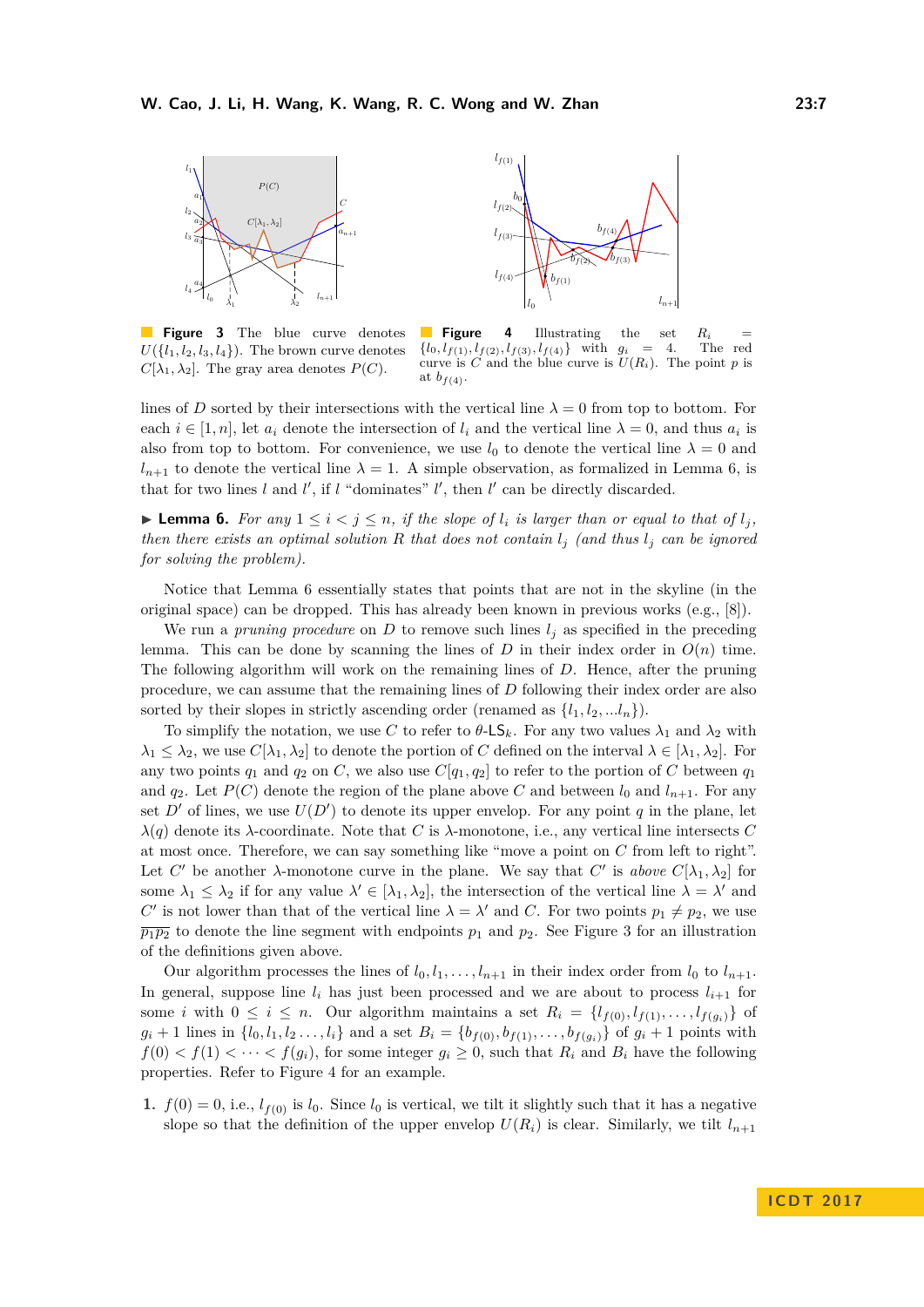**Figure 3** The blue curve denotes $U(\{l_1, l_2, l_3, l_4\})$. The brown curve denotes $C[\lambda_1, \lambda_2]$. The gray area denotes $P(C)$.

**Figure 4** Illustrating the set $R_i = \{l_0, l_{f(1)}, l_{f(2)}, l_{f(3)}, l_{f(4)}\}$ with $g_i = 4$. The red curve is $C$ and the blue curve is $U(R_i)$. The point $p$ is at $b_{f(4)}$.

lines of $D$ sorted by their intersections with the vertical line $\lambda = 0$ from top to bottom. For each $i \in [1, n]$, let $a_i$ denote the intersection of $l_i$ and the vertical line $\lambda = 0$, and thus $a_i$ is also from top to bottom. For convenience, we use $l_0$ to denote the vertical line $\lambda = 0$ and $l_{n+1}$ to denote the vertical line $\lambda = 1$. A simple observation, as formalized in Lemma 6, is that for two lines $l$ and $l'$, if $l$ "dominates" $l'$, then $l'$ can be directly discarded.

▶ **Lemma 6.** *For any $1 \leq i < j \leq n$, if the slope of $l_i$ is larger than or equal to that of $l_j$, then there exists an optimal solution $R$ that does not contain $l_j$ (and thus $l_j$ can be ignored for solving the problem).*

Notice that Lemma 6 essentially states that points that are not in the skyline (in the original space) can be dropped. This has already been known in previous works (e.g., [8]).

We run a *pruning procedure* on $D$ to remove such lines $l_j$ as specified in the preceding lemma. This can be done by scanning the lines of $D$ in their index order in $O(n)$ time. The following algorithm will work on the remaining lines of $D$. Hence, after the pruning procedure, we can assume that the remaining lines of $D$ following their index order are also sorted by their slopes in strictly ascending order (renamed as $\{l_1, l_2, ... l_n\}$).

To simplify the notation, we use $C$ to refer to $\theta$-$\mathsf{LS}_k$. For any two values $\lambda_1$ and $\lambda_2$ with $\lambda_1 \leq \lambda_2$, we use $C[\lambda_1, \lambda_2]$ to denote the portion of $C$ defined on the interval $\lambda \in [\lambda_1, \lambda_2]$. For any two points $q_1$ and $q_2$ on $C$, we also use $C[q_1, q_2]$ to refer to the portion of $C$ between $q_1$ and $q_2$. Let $P(C)$ denote the region of the plane above $C$ and between $l_0$ and $l_{n+1}$. For any set $D'$ of lines, we use $U(D')$ to denote its upper envelop. For any point $q$ in the plane, let $\lambda(q)$ denote its $\lambda$-coordinate. Note that $C$ is $\lambda$-monotone, i.e., any vertical line intersects $C$ at most once. Therefore, we can say something like "move a point on $C$ from left to right". Let $C'$ be another $\lambda$-monotone curve in the plane. We say that $C'$ is *above* $C[\lambda_1, \lambda_2]$ for some $\lambda_1 \leq \lambda_2$ if for any value $\lambda' \in [\lambda_1, \lambda_2]$, the intersection of the vertical line $\lambda = \lambda'$ and $C'$ is not lower than that of the vertical line $\lambda = \lambda'$ and $C$. For two points $p_1 \neq p_2$, we use $\overline{p_1p_2}$ to denote the line segment with endpoints $p_1$ and $p_2$. See Figure 3 for an illustration of the definitions given above.

Our algorithm processes the lines of $l_0, l_1, \ldots, l_{n+1}$ in their index order from $l_0$ to $l_{n+1}$. In general, suppose line $l_i$ has just been processed and we are about to process $l_{i+1}$ for some $i$ with $0 \leq i \leq n$. Our algorithm maintains a set $R_i = \{l_{f(0)}, l_{f(1)}, \ldots, l_{f(g_i)}\}$ of $g_i + 1$ lines in $\{l_0, l_1, l_2 \ldots, l_i\}$ and a set $B_i = \{b_{f(0)}, b_{f(1)}, \ldots, b_{f(g_i)}\}$ of $g_i + 1$ points with $f(0) < f(1) < \cdots < f(g_i)$, for some integer $g_i \geq 0$, such that $R_i$ and $B_i$ have the following properties. Refer to Figure 4 for an example.

1. $f(0) = 0$, i.e., $l_{f(0)}$ is $l_0$. Since $l_0$ is vertical, we tilt it slightly such that it has a negative slope so that the definition of the upper envelop $U(R_i)$ is clear. Similarly, we tilt $l_{n+1}$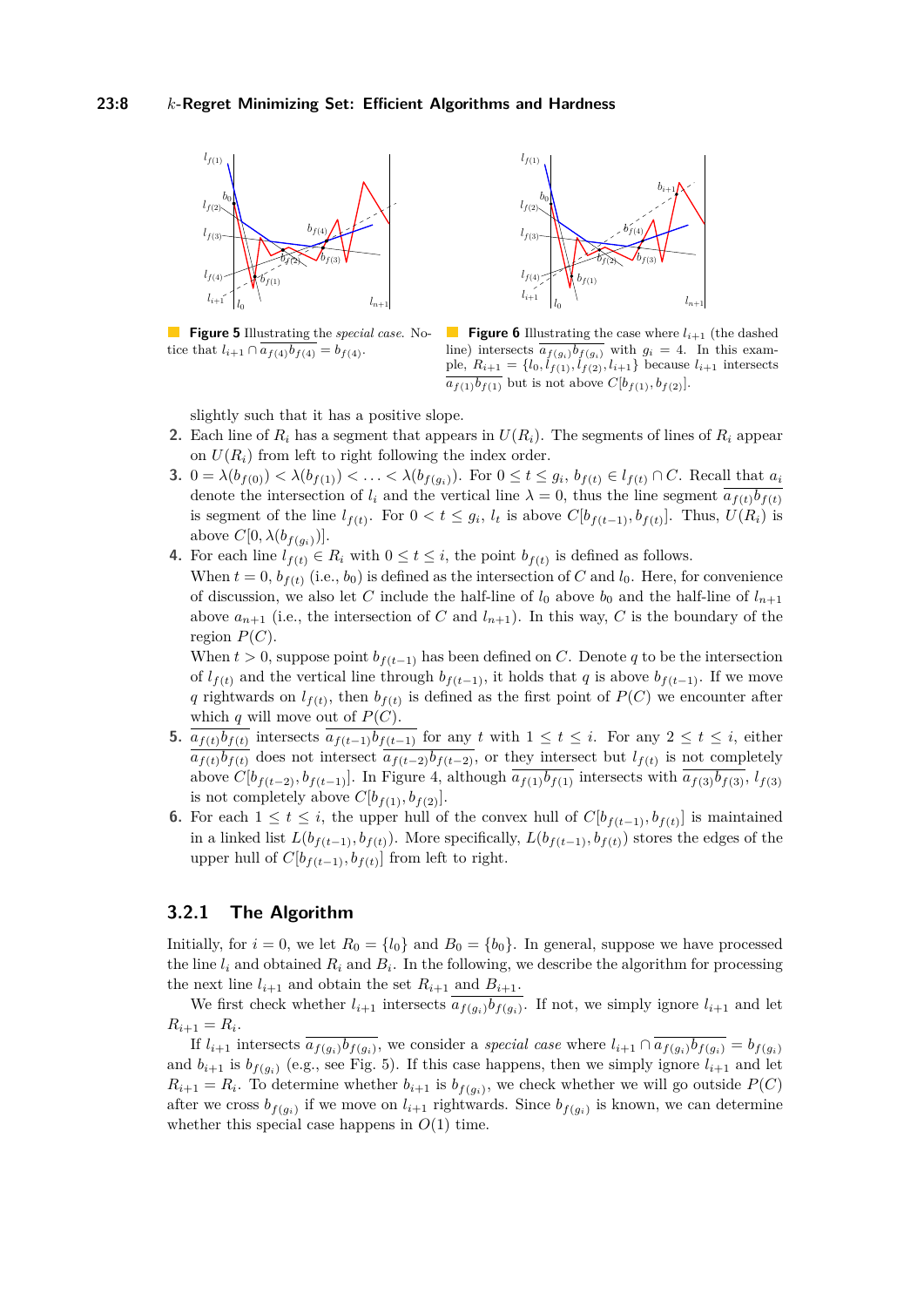**Figure 5** Illustrating the *special case*. Notice that $l_{i+1} \cap \overline{a_{f(4)}b_{f(4)}} = b_{f(4)}$.

**Figure 6** Illustrating the case where $l_{i+1}$ (the dashed line) intersects $\overline{a_{f(g_i)}b_{f(g_i)}}$ with $g_i = 4$. In this example, $R_{i+1} = \{l_0, l_{f(1)}, l_{f(2)}, l_{i+1}\}$ because $l_{i+1}$ intersects $\overline{a_{f(1)}b_{f(1)}}$ but is not above $C[b_{f(1)}, b_{f(2)}]$.

slightly such that it has a positive slope.

2. Each line of $R_i$ has a segment that appears in $U(R_i)$. The segments of lines of $R_i$ appear on $U(R_i)$ from left to right following the index order.
3. $0 = \lambda(b_{f(0)}) < \lambda(b_{f(1)}) < \ldots < \lambda(b_{f(g_i)})$. For $0 \leq t \leq g_i$, $b_{f(t)} \in l_{f(t)} \cap C$. Recall that $a_i$ denote the intersection of $l_i$ and the vertical line $\lambda = 0$, thus the line segment $\overline{a_{f(t)}b_{f(t)}}$ is segment of the line $l_{f(t)}$. For $0 < t \leq g_i$, $l_t$ is above $C[b_{f(t-1)}, b_{f(t)}]$. Thus, $U(R_i)$ is above $C[0, \lambda(b_{f(g_i)})]$.
4. For each line $l_{f(t)} \in R_i$ with $0 \leq t \leq i$, the point $b_{f(t)}$ is defined as follows. When $t = 0$, $b_{f(t)}$ (i.e., $b_0$) is defined as the intersection of $C$ and $l_0$. Here, for convenience of discussion, we also let $C$ include the half-line of $l_0$ above $b_0$ and the half-line of $l_{n+1}$ above $a_{n+1}$ (i.e., the intersection of $C$ and $l_{n+1}$). In this way, $C$ is the boundary of the region $P(C)$.
   When $t > 0$, suppose point $b_{f(t-1)}$ has been defined on $C$. Denote $q$ to be the intersection of $l_{f(t)}$ and the vertical line through $b_{f(t-1)}$, it holds that $q$ is above $b_{f(t-1)}$. If we move $q$ rightwards on $l_{f(t)}$, then $b_{f(t)}$ is defined as the first point of $P(C)$ we encounter after which $q$ will move out of $P(C)$.
5. $\overline{a_{f(t)}b_{f(t)}}$ intersects $\overline{a_{f(t-1)}b_{f(t-1)}}$ for any $t$ with $1 \leq t \leq i$. For any $2 \leq t \leq i$, either $\overline{a_{f(t)}b_{f(t)}}$ does not intersect $\overline{a_{f(t-2)}b_{f(t-2)}}$, or they intersect but $l_{f(t)}$ is not completely above $C[b_{f(t-2)}, b_{f(t-1)}]$. In Figure 4, although $\overline{a_{f(1)}b_{f(1)}}$ intersects with $\overline{a_{f(3)}b_{f(3)}}$, $l_{f(3)}$ is not completely above $C[b_{f(1)}, b_{f(2)}]$.
6. For each $1 \leq t \leq i$, the upper hull of the convex hull of $C[b_{f(t-1)}, b_{f(t)}]$ is maintained in a linked list $L(b_{f(t-1)}, b_{f(t)})$. More specifically, $L(b_{f(t-1)}, b_{f(t)})$ stores the edges of the upper hull of $C[b_{f(t-1)}, b_{f(t)}]$ from left to right.

### 3.2.1 The Algorithm

Initially, for $i = 0$, we let $R_0 = \{l_0\}$ and $B_0 = \{b_0\}$. In general, suppose we have processed the line $l_i$ and obtained $R_i$ and $B_i$. In the following, we describe the algorithm for processing the next line $l_{i+1}$ and obtain the set $R_{i+1}$ and $B_{i+1}$.

We first check whether $l_{i+1}$ intersects $\overline{a_{f(g_i)}b_{f(g_i)}}$. If not, we simply ignore $l_{i+1}$ and let $R_{i+1} = R_i$.

If $l_{i+1}$ intersects $\overline{a_{f(g_i)}b_{f(g_i)}}$, we consider a *special case* where $l_{i+1} \cap \overline{a_{f(g_i)}b_{f(g_i)}} = b_{f(g_i)}$ and $b_{i+1}$ is $b_{f(g_i)}$ (e.g., see Fig. 5). If this case happens, then we simply ignore $l_{i+1}$ and let $R_{i+1} = R_i$. To determine whether $b_{i+1}$ is $b_{f(g_i)}$, we check whether we will go outside $P(C)$ after we cross $b_{f(g_i)}$ if we move on $l_{i+1}$ rightwards. Since $b_{f(g_i)}$ is known, we can determine whether this special case happens in $O(1)$ time.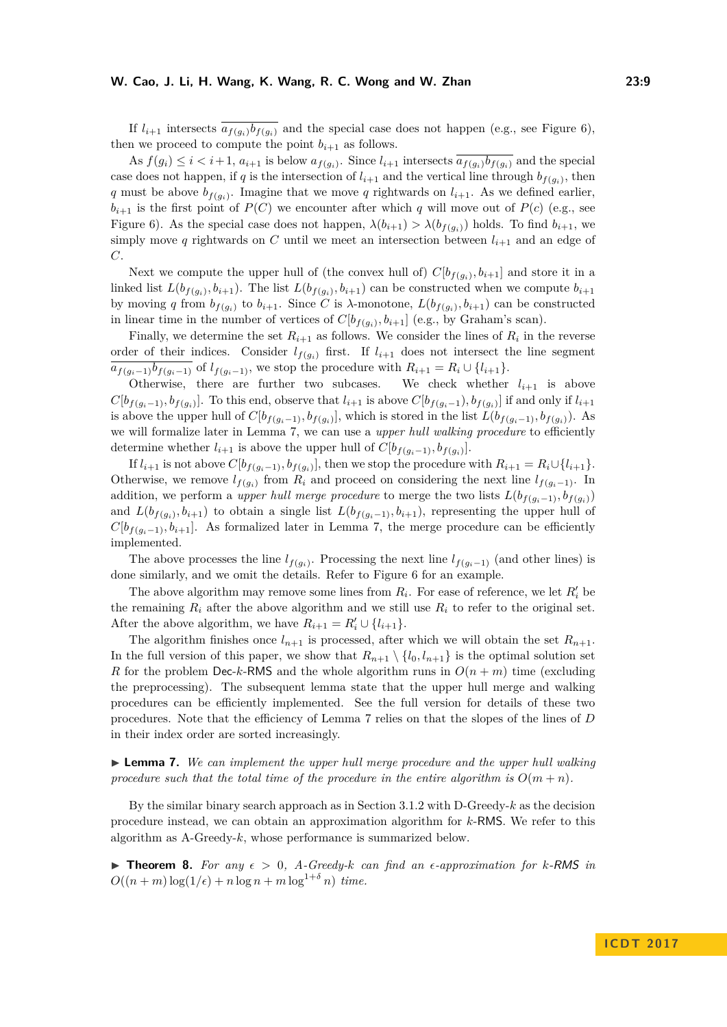If $l_{i+1}$ intersects $\overline{a_{f(g_i)}b_{f(g_i)}}$ and the special case does not happen (e.g., see Figure 6), then we proceed to compute the point $b_{i+1}$ as follows.

As $f(g_i) \leq i < i+1$, $a_{i+1}$ is below $a_{f(g_i)}$. Since $l_{i+1}$ intersects $\overline{a_{f(g_i)}b_{f(g_i)}}$ and the special case does not happen, if $q$ is the intersection of $l_{i+1}$ and the vertical line through $b_{f(g_i)}$, then $q$ must be above $b_{f(g_i)}$. Imagine that we move $q$ rightwards on $l_{i+1}$. As we defined earlier, $b_{i+1}$ is the first point of $P(C)$ we encounter after which $q$ will move out of $P(c)$ (e.g., see Figure 6). As the special case does not happen, $\lambda(b_{i+1}) > \lambda(b_{f(g_i)})$ holds. To find $b_{i+1}$, we simply move $q$ rightwards on $C$ until we meet an intersection between $l_{i+1}$ and an edge of $C$.

Next we compute the upper hull of (the convex hull of) $C[b_{f(g_i)}, b_{i+1}]$ and store it in a linked list $L(b_{f(g_i)}, b_{i+1})$. The list $L(b_{f(g_i)}, b_{i+1})$ can be constructed when we compute $b_{i+1}$ by moving $q$ from $b_{f(g_i)}$ to $b_{i+1}$. Since $C$ is $\lambda$-monotone, $L(b_{f(g_i)}, b_{i+1})$ can be constructed in linear time in the number of vertices of $C[b_{f(g_i)}, b_{i+1}]$ (e.g., by Graham's scan).

Finally, we determine the set $R_{i+1}$ as follows. We consider the lines of $R_i$ in the reverse order of their indices. Consider $l_{f(g_i)}$ first. If $l_{i+1}$ does not intersect the line segment $\overline{a_{f(g_i-1)}b_{f(g_i-1)}}$ of $l_{f(g_i-1)}$, we stop the procedure with $R_{i+1} = R_i \cup \{l_{i+1}\}$.

Otherwise, there are further two subcases. We check whether $l_{i+1}$ is above $C[b_{f(g_i-1)}, b_{f(g_i)}]$. To this end, observe that $l_{i+1}$ is above $C[b_{f(g_i-1)}, b_{f(g_i)}]$ if and only if $l_{i+1}$ is above the upper hull of $C[b_{f(g_i-1)}, b_{f(g_i)}]$, which is stored in the list $L(b_{f(g_i-1)}, b_{f(g_i)})$. As we will formalize later in Lemma 7, we can use a *upper hull walking procedure* to efficiently determine whether $l_{i+1}$ is above the upper hull of $C[b_{f(g_i-1)}, b_{f(g_i)}]$.

If $l_{i+1}$ is not above $C[b_{f(g_i-1)}, b_{f(g_i)}]$, then we stop the procedure with $R_{i+1} = R_i \cup \{l_{i+1}\}$. Otherwise, we remove $l_{f(g_i)}$ from $R_i$ and proceed on considering the next line $l_{f(g_i-1)}$. In addition, we perform a *upper hull merge procedure* to merge the two lists $L(b_{f(g_i-1)}, b_{f(g_i)})$ and $L(b_{f(g_i)}, b_{i+1})$ to obtain a single list $L(b_{f(g_i-1)}, b_{i+1})$, representing the upper hull of $C[b_{f(g_i-1)}, b_{i+1}]$. As formalized later in Lemma 7, the merge procedure can be efficiently implemented.

The above processes the line $l_{f(g_i)}$. Processing the next line $l_{f(g_i-1)}$ (and other lines) is done similarly, and we omit the details. Refer to Figure 6 for an example.

The above algorithm may remove some lines from $R_i$. For ease of reference, we let $R_i'$ be the remaining $R_i$ after the above algorithm and we still use $R_i$ to refer to the original set. After the above algorithm, we have $R_{i+1} = R_i' \cup \{l_{i+1}\}$.

The algorithm finishes once $l_{n+1}$ is processed, after which we will obtain the set $R_{n+1}$. In the full version of this paper, we show that $R_{n+1} \setminus \{l_0, l_{n+1}\}$ is the optimal solution set $R$ for the problem Dec-$k$-RMS and the whole algorithm runs in $O(n+m)$ time (excluding the preprocessing). The subsequent lemma state that the upper hull merge and walking procedures can be efficiently implemented. See the full version for details of these two procedures. Note that the efficiency of Lemma 7 relies on that the slopes of the lines of $D$ in their index order are sorted increasingly.

▶ **Lemma 7.** *We can implement the upper hull merge procedure and the upper hull walking procedure such that the total time of the procedure in the entire algorithm is $O(m+n)$.*

By the similar binary search approach as in Section 3.1.2 with D-Greedy-$k$ as the decision procedure instead, we can obtain an approximation algorithm for $k$-RMS. We refer to this algorithm as A-Greedy-$k$, whose performance is summarized below.

▶ **Theorem 8.** *For any $\epsilon > 0$, A-Greedy-$k$ can find an $\epsilon$-approximation for $k$-RMS in $O((n+m)\log(1/\epsilon) + n\log n + m\log^{1+\delta} n)$ time.*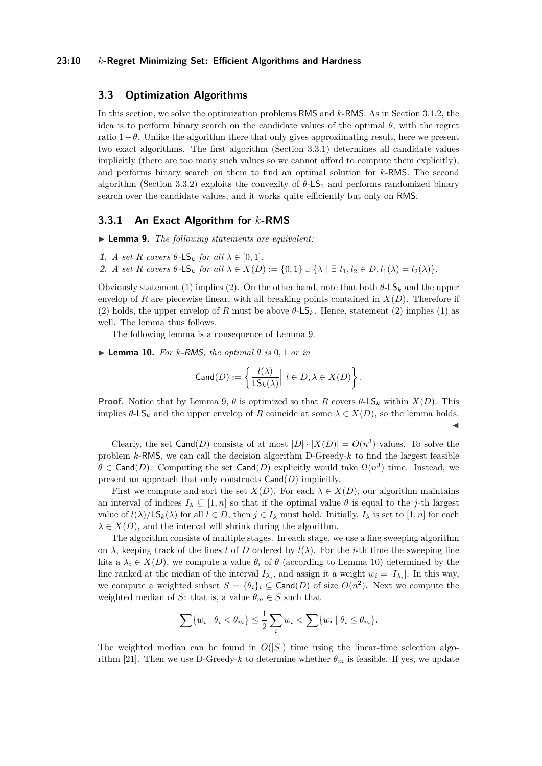## 3.3 Optimization Algorithms

In this section, we solve the optimization problems RMS and $k$-RMS. As in Section 3.1.2, the idea is to perform binary search on the candidate values of the optimal $\theta$, with the regret ratio $1-\theta$. Unlike the algorithm there that only gives approximating result, here we present two exact algorithms. The first algorithm (Section 3.3.1) determines all candidate values implicitly (there are too many such values so we cannot afford to compute them explicitly), and performs binary search on them to find an optimal solution for $k$-RMS. The second algorithm (Section 3.3.2) exploits the convexity of $\theta$-$\mathsf{LS}_1$ and performs randomized binary search over the candidate values, and it works quite efficiently but only on RMS.

### 3.3.1 An Exact Algorithm for $k$-RMS

▶ **Lemma 9.** *The following statements are equivalent:*

1. *A set $R$ covers $\theta$-$\mathsf{LS}_k$ for all $\lambda \in [0,1]$.*
2. *A set $R$ covers $\theta$-$\mathsf{LS}_k$ for all $\lambda \in X(D) := \{0,1\} \cup \{\lambda \mid \exists\, l_1, l_2 \in D, l_1(\lambda) = l_2(\lambda)\}$.*

Obviously statement (1) implies (2). On the other hand, note that both $\theta$-$\mathsf{LS}_k$ and the upper envelop of $R$ are piecewise linear, with all breaking points contained in $X(D)$. Therefore if (2) holds, the upper envelop of $R$ must be above $\theta$-$\mathsf{LS}_k$. Hence, statement (2) implies (1) as well. The lemma thus follows.

The following lemma is a consequence of Lemma 9.

▶ **Lemma 10.** *For $k$-RMS, the optimal $\theta$ is $0, 1$ or in*

$$\mathsf{Cand}(D) := \left\{ \frac{l(\lambda)}{\mathsf{LS}_k(\lambda)} \,\middle|\, l \in D, \lambda \in X(D) \right\}.$$

**Proof.** Notice that by Lemma 9, $\theta$ is optimized so that $R$ covers $\theta$-$\mathsf{LS}_k$ within $X(D)$. This implies $\theta$-$\mathsf{LS}_k$ and the upper envelop of $R$ coincide at some $\lambda \in X(D)$, so the lemma holds. ◀

Clearly, the set $\mathsf{Cand}(D)$ consists of at most $|D| \cdot |X(D)| = O(n^3)$ values. To solve the problem $k$-RMS, we can call the decision algorithm D-Greedy-$k$ to find the largest feasible $\theta \in \mathsf{Cand}(D)$. Computing the set $\mathsf{Cand}(D)$ explicitly would take $\Omega(n^3)$ time. Instead, we present an approach that only constructs $\mathsf{Cand}(D)$ implicitly.

First we compute and sort the set $X(D)$. For each $\lambda \in X(D)$, our algorithm maintains an interval of indices $I_\lambda \subseteq [1, n]$ so that if the optimal value $\theta$ is equal to the $j$-th largest value of $l(\lambda)/\mathsf{LS}_k(\lambda)$ for all $l \in D$, then $j \in I_\lambda$ must hold. Initially, $I_\lambda$ is set to $[1, n]$ for each $\lambda \in X(D)$, and the interval will shrink during the algorithm.

The algorithm consists of multiple stages. In each stage, we use a line sweeping algorithm on $\lambda$, keeping track of the lines $l$ of $D$ ordered by $l(\lambda)$. For the $i$-th time the sweeping line hits a $\lambda_i \in X(D)$, we compute a value $\theta_i$ of $\theta$ (according to Lemma 10) determined by the line ranked at the median of the interval $I_{\lambda_i}$, and assign it a weight $w_i = |I_{\lambda_i}|$. In this way, we compute a weighted subset $S = \{\theta_i\}_i \subseteq \mathsf{Cand}(D)$ of size $O(n^2)$. Next we compute the weighted median of $S$: that is, a value $\theta_m \in S$ such that

$$\sum \{w_i \mid \theta_i < \theta_m\} \le \frac{1}{2} \sum_i w_i < \sum \{w_i \mid \theta_i \le \theta_m\}.$$

The weighted median can be found in $O(|S|)$ time using the linear-time selection algorithm [21]. Then we use D-Greedy-$k$ to determine whether $\theta_m$ is feasible. If yes, we update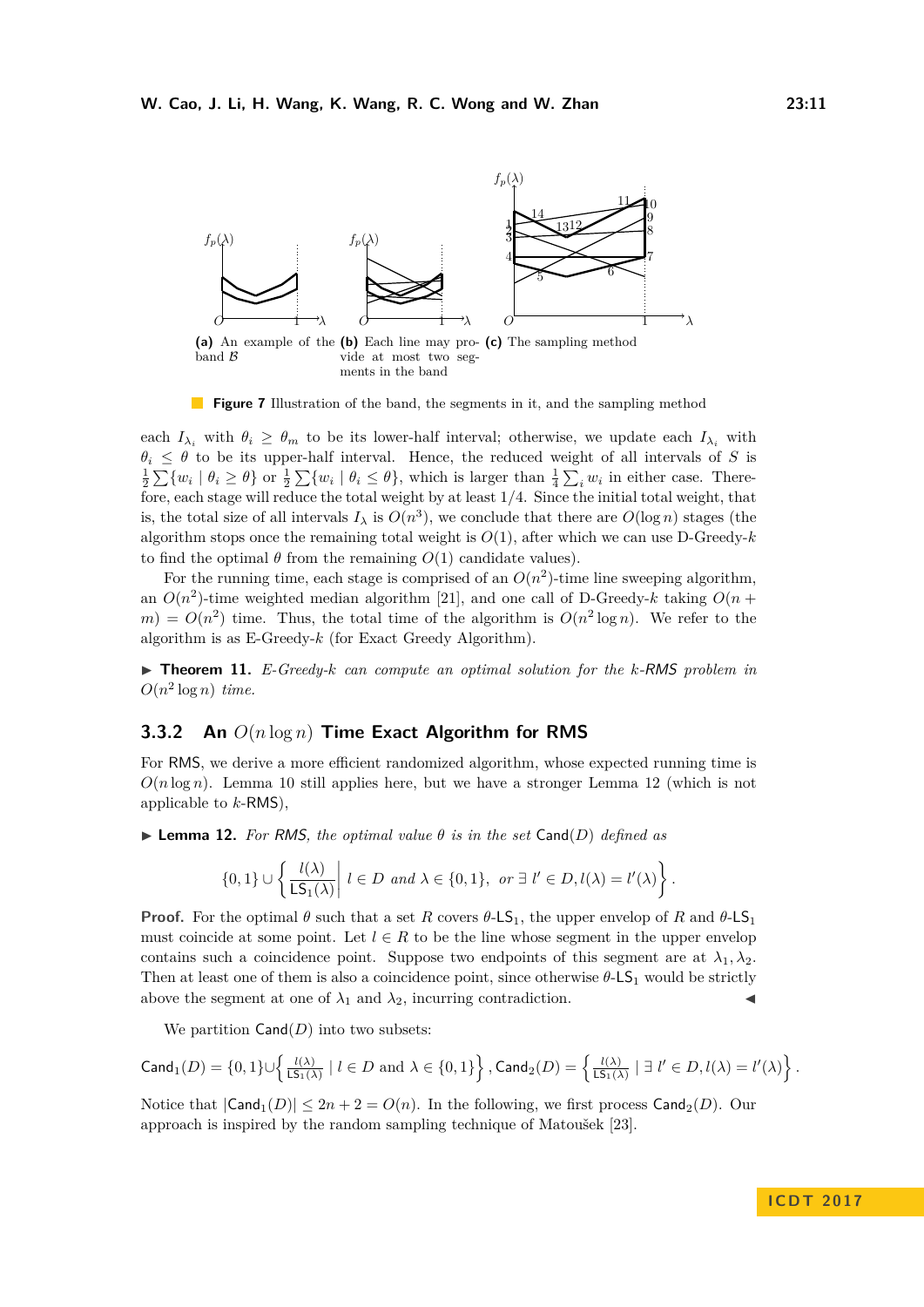(a) An example of the band $\mathcal{B}$

(b) Each line may provide at most two segments in the band

(c) The sampling method

**Figure 7** Illustration of the band, the segments in it, and the sampling method

each $I_{\lambda_i}$ with $\theta_i \geq \theta_m$ to be its lower-half interval; otherwise, we update each $I_{\lambda_i}$ with $\theta_i \leq \theta$ to be its upper-half interval. Hence, the reduced weight of all intervals of $S$ is $\frac{1}{2}\sum\{w_i \mid \theta_i \geq \theta\}$ or $\frac{1}{2}\sum\{w_i \mid \theta_i \leq \theta\}$, which is larger than $\frac{1}{4}\sum_i w_i$ in either case. Therefore, each stage will reduce the total weight by at least $1/4$. Since the initial total weight, that is, the total size of all intervals $I_\lambda$ is $O(n^3)$, we conclude that there are $O(\log n)$ stages (the algorithm stops once the remaining total weight is $O(1)$, after which we can use D-Greedy-$k$ to find the optimal $\theta$ from the remaining $O(1)$ candidate values).

For the running time, each stage is comprised of an $O(n^2)$-time line sweeping algorithm, an $O(n^2)$-time weighted median algorithm [21], and one call of D-Greedy-$k$ taking $O(n+m) = O(n^2)$ time. Thus, the total time of the algorithm is $O(n^2 \log n)$. We refer to the algorithm is as E-Greedy-$k$ (for Exact Greedy Algorithm).

▶ **Theorem 11.** *E-Greedy-$k$ can compute an optimal solution for the $k$-RMS problem in $O(n^2 \log n)$ time.*

### 3.3.2 An $O(n \log n)$ Time Exact Algorithm for RMS

For RMS, we derive a more efficient randomized algorithm, whose expected running time is $O(n \log n)$. Lemma 10 still applies here, but we have a stronger Lemma 12 (which is not applicable to $k$-RMS),

▶ **Lemma 12.** *For RMS, the optimal value $\theta$ is in the set $\mathsf{Cand}(D)$ defined as*

$$\{0,1\} \cup \left\{ \frac{l(\lambda)}{\mathsf{LS}_1(\lambda)} \middle| \; l \in D \text{ and } \lambda \in \{0,1\}, \text{ or } \exists\, l' \in D, l(\lambda) = l'(\lambda) \right\}.$$

**Proof.** For the optimal $\theta$ such that a set $R$ covers $\theta$-$\mathsf{LS}_1$, the upper envelop of $R$ and $\theta$-$\mathsf{LS}_1$ must coincide at some point. Let $l \in R$ to be the line whose segment in the upper envelop contains such a coincidence point. Suppose two endpoints of this segment are at $\lambda_1, \lambda_2$. Then at least one of them is also a coincidence point, since otherwise $\theta$-$\mathsf{LS}_1$ would be strictly above the segment at one of $\lambda_1$ and $\lambda_2$, incurring contradiction. ◀

We partition $\mathsf{Cand}(D)$ into two subsets:

$$\mathsf{Cand}_1(D) = \{0,1\} \cup \left\{ \frac{l(\lambda)}{\mathsf{LS}_1(\lambda)} \mid l \in D \text{ and } \lambda \in \{0,1\} \right\}, \mathsf{Cand}_2(D) = \left\{ \frac{l(\lambda)}{\mathsf{LS}_1(\lambda)} \mid \exists\, l' \in D, l(\lambda) = l'(\lambda) \right\}.$$

Notice that $|\mathsf{Cand}_1(D)| \leq 2n + 2 = O(n)$. In the following, we first process $\mathsf{Cand}_2(D)$. Our approach is inspired by the random sampling technique of Matoušek [23].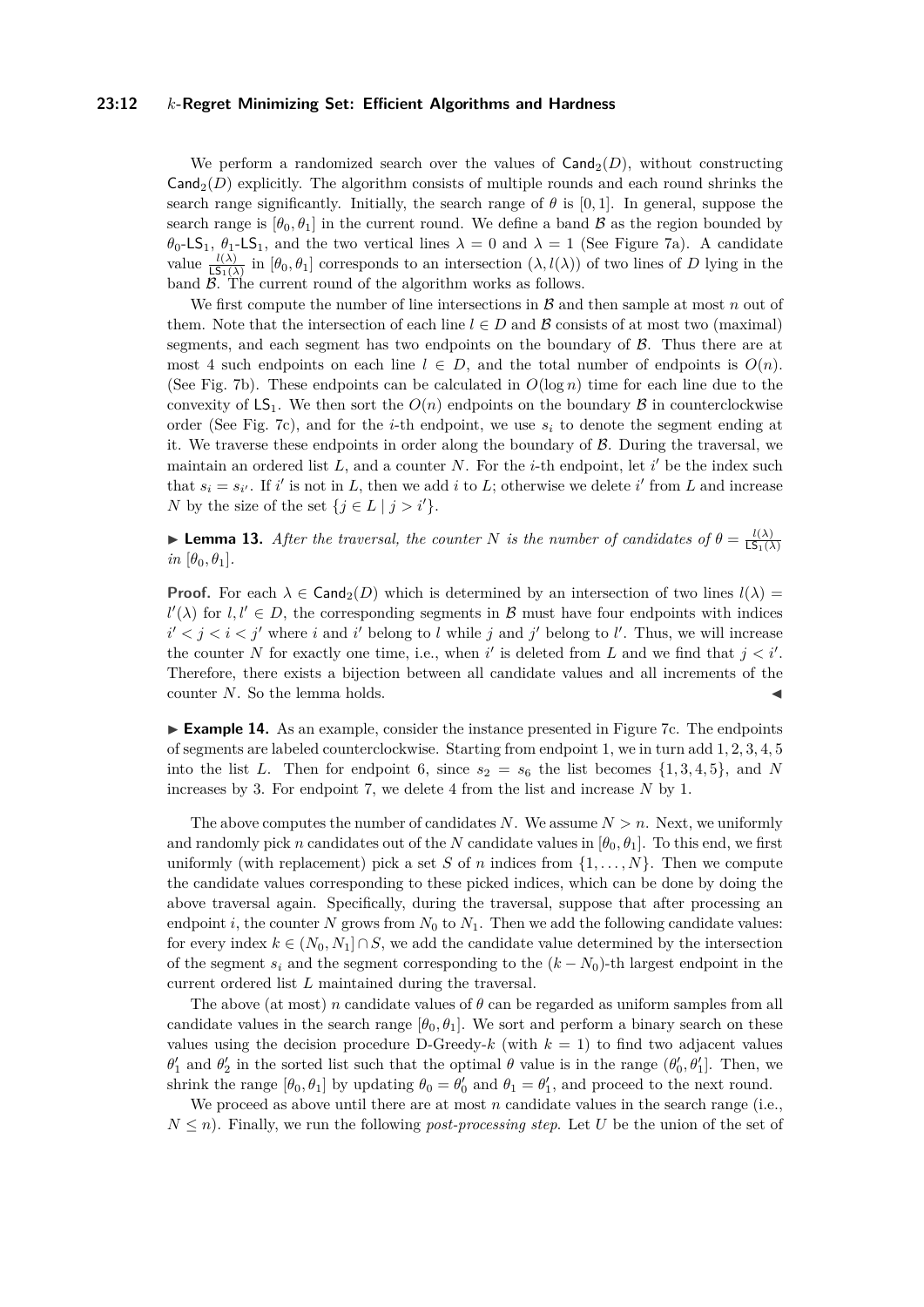We perform a randomized search over the values of $\mathsf{Cand}_2(D)$, without constructing $\mathsf{Cand}_2(D)$ explicitly. The algorithm consists of multiple rounds and each round shrinks the search range significantly. Initially, the search range of $\theta$ is $[0,1]$. In general, suppose the search range is $[\theta_0, \theta_1]$ in the current round. We define a band $\mathcal{B}$ as the region bounded by $\theta_0$-$\mathsf{LS}_1$, $\theta_1$-$\mathsf{LS}_1$, and the two vertical lines $\lambda = 0$ and $\lambda = 1$ (See Figure 7a). A candidate value $\frac{l(\lambda)}{\mathsf{LS}_1(\lambda)}$ in $[\theta_0, \theta_1]$ corresponds to an intersection $(\lambda, l(\lambda))$ of two lines of $D$ lying in the band $\mathcal{B}$. The current round of the algorithm works as follows.

We first compute the number of line intersections in $\mathcal{B}$ and then sample at most $n$ out of them. Note that the intersection of each line $l \in D$ and $\mathcal{B}$ consists of at most two (maximal) segments, and each segment has two endpoints on the boundary of $\mathcal{B}$. Thus there are at most 4 such endpoints on each line $l \in D$, and the total number of endpoints is $O(n)$. (See Fig. 7b). These endpoints can be calculated in $O(\log n)$ time for each line due to the convexity of $\mathsf{LS}_1$. We then sort the $O(n)$ endpoints on the boundary $\mathcal{B}$ in counterclockwise order (See Fig. 7c), and for the $i$-th endpoint, we use $s_i$ to denote the segment ending at it. We traverse these endpoints in order along the boundary of $\mathcal{B}$. During the traversal, we maintain an ordered list $L$, and a counter $N$. For the $i$-th endpoint, let $i'$ be the index such that $s_i = s_{i'}$. If $i'$ is not in $L$, then we add $i$ to $L$; otherwise we delete $i'$ from $L$ and increase $N$ by the size of the set $\{j \in L \mid j > i'\}$.

▶ **Lemma 13.** *After the traversal, the counter $N$ is the number of candidates of $\theta = \frac{l(\lambda)}{\mathsf{LS}_1(\lambda)}$ in $[\theta_0, \theta_1]$.*

**Proof.** For each $\lambda \in \mathsf{Cand}_2(D)$ which is determined by an intersection of two lines $l(\lambda) = l'(\lambda)$ for $l, l' \in D$, the corresponding segments in $\mathcal{B}$ must have four endpoints with indices $i' < j < i < j'$ where $i$ and $i'$ belong to $l$ while $j$ and $j'$ belong to $l'$. Thus, we will increase the counter $N$ for exactly one time, i.e., when $i'$ is deleted from $L$ and we find that $j < i'$. Therefore, there exists a bijection between all candidate values and all increments of the counter $N$. So the lemma holds. ◀

▶ **Example 14.** As an example, consider the instance presented in Figure 7c. The endpoints of segments are labeled counterclockwise. Starting from endpoint 1, we in turn add 1, 2, 3, 4, 5 into the list $L$. Then for endpoint 6, since $s_2 = s_6$ the list becomes $\{1, 3, 4, 5\}$, and $N$ increases by 3. For endpoint 7, we delete 4 from the list and increase $N$ by 1.

The above computes the number of candidates $N$. We assume $N > n$. Next, we uniformly and randomly pick $n$ candidates out of the $N$ candidate values in $[\theta_0, \theta_1]$. To this end, we first uniformly (with replacement) pick a set $S$ of $n$ indices from $\{1, \ldots, N\}$. Then we compute the candidate values corresponding to these picked indices, which can be done by doing the above traversal again. Specifically, during the traversal, suppose that after processing an endpoint $i$, the counter $N$ grows from $N_0$ to $N_1$. Then we add the following candidate values: for every index $k \in (N_0, N_1] \cap S$, we add the candidate value determined by the intersection of the segment $s_i$ and the segment corresponding to the $(k - N_0)$-th largest endpoint in the current ordered list $L$ maintained during the traversal.

The above (at most) $n$ candidate values of $\theta$ can be regarded as uniform samples from all candidate values in the search range $[\theta_0, \theta_1]$. We sort and perform a binary search on these values using the decision procedure D-Greedy-$k$ (with $k = 1$) to find two adjacent values $\theta_1'$ and $\theta_2'$ in the sorted list such that the optimal $\theta$ value is in the range $(\theta_0', \theta_1']$. Then, we shrink the range $[\theta_0, \theta_1]$ by updating $\theta_0 = \theta_0'$ and $\theta_1 = \theta_1'$, and proceed to the next round.

We proceed as above until there are at most $n$ candidate values in the search range (i.e., $N \leq n$). Finally, we run the following *post-processing step*. Let $U$ be the union of the set of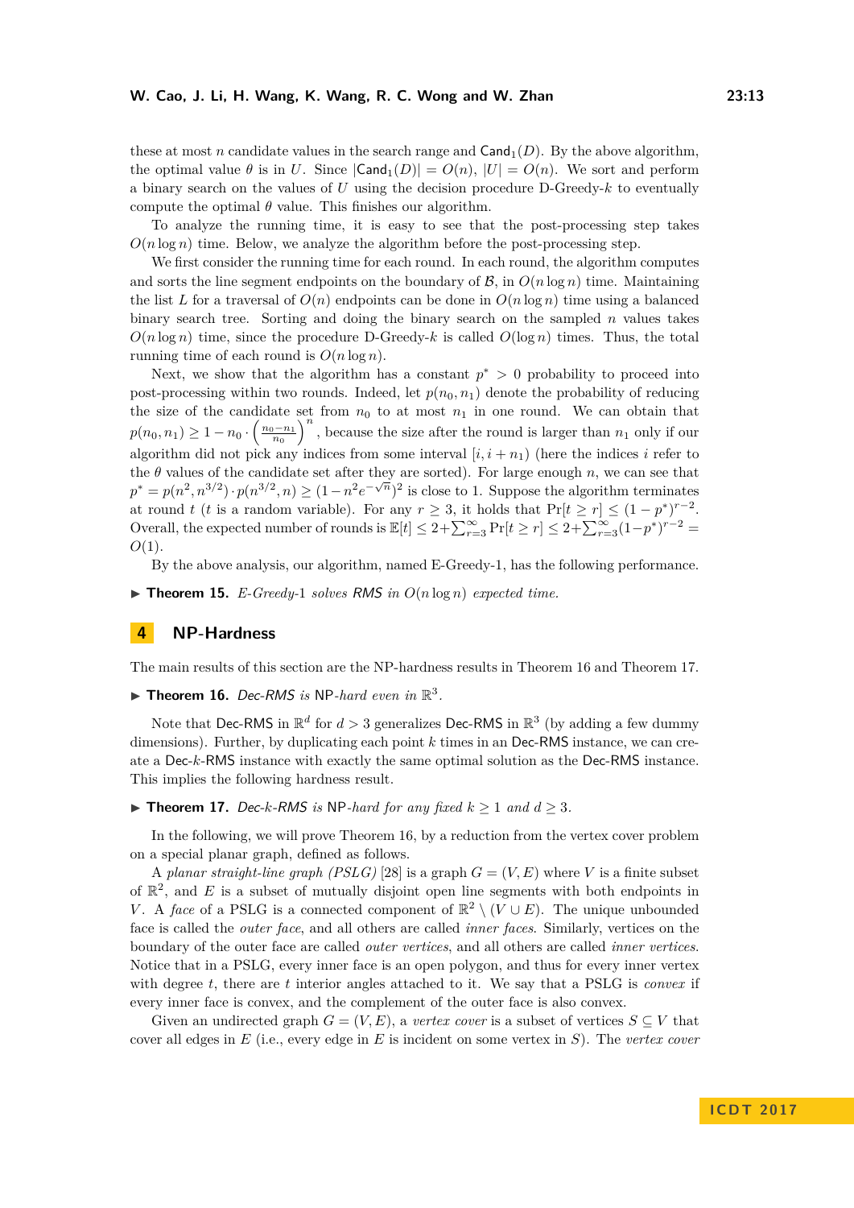these at most $n$ candidate values in the search range and $\mathsf{Cand}_1(D)$. By the above algorithm, the optimal value $\theta$ is in $U$. Since $|\mathsf{Cand}_1(D)| = O(n)$, $|U| = O(n)$. We sort and perform a binary search on the values of $U$ using the decision procedure D-Greedy-$k$ to eventually compute the optimal $\theta$ value. This finishes our algorithm.

To analyze the running time, it is easy to see that the post-processing step takes $O(n \log n)$ time. Below, we analyze the algorithm before the post-processing step.

We first consider the running time for each round. In each round, the algorithm computes and sorts the line segment endpoints on the boundary of $\mathcal{B}$, in $O(n \log n)$ time. Maintaining the list $L$ for a traversal of $O(n)$ endpoints can be done in $O(n \log n)$ time using a balanced binary search tree. Sorting and doing the binary search on the sampled $n$ values takes $O(n \log n)$ time, since the procedure D-Greedy-$k$ is called $O(\log n)$ times. Thus, the total running time of each round is $O(n \log n)$.

Next, we show that the algorithm has a constant $p^* > 0$ probability to proceed into post-processing within two rounds. Indeed, let $p(n_0, n_1)$ denote the probability of reducing the size of the candidate set from $n_0$ to at most $n_1$ in one round. We can obtain that $p(n_0, n_1) \geq 1 - n_0 \cdot \left(\frac{n_0 - n_1}{n_0}\right)^n$, because the size after the round is larger than $n_1$ only if our algorithm did not pick any indices from some interval $[i, i + n_1)$ (here the indices $i$ refer to the $\theta$ values of the candidate set after they are sorted). For large enough $n$, we can see that $p^* = p(n^2, n^{3/2}) \cdot p(n^{3/2}, n) \geq (1 - n^2 e^{-\sqrt{n}})^2$ is close to 1. Suppose the algorithm terminates at round $t$ ($t$ is a random variable). For any $r \geq 3$, it holds that $\Pr[t \geq r] \leq (1 - p^*)^{r-2}$. Overall, the expected number of rounds is $\mathbb{E}[t] \leq 2 + \sum_{r=3}^{\infty} \Pr[t \geq r] \leq 2 + \sum_{r=3}^{\infty} (1 - p^*)^{r-2} = O(1)$.

By the above analysis, our algorithm, named E-Greedy-1, has the following performance.

▶ **Theorem 15.** *E-Greedy-1 solves RMS in $O(n \log n)$ expected time.*

## 4 NP-Hardness

The main results of this section are the NP-hardness results in Theorem 16 and Theorem 17.

▶ **Theorem 16.** *Dec-RMS is NP-hard even in $\mathbb{R}^3$.*

Note that Dec-RMS in $\mathbb{R}^d$ for $d > 3$ generalizes Dec-RMS in $\mathbb{R}^3$ (by adding a few dummy dimensions). Further, by duplicating each point $k$ times in an Dec-RMS instance, we can create a Dec-$k$-RMS instance with exactly the same optimal solution as the Dec-RMS instance. This implies the following hardness result.

▶ **Theorem 17.** *Dec-$k$-RMS is NP-hard for any fixed $k \geq 1$ and $d \geq 3$.*

In the following, we will prove Theorem 16, by a reduction from the vertex cover problem on a special planar graph, defined as follows.

A *planar straight-line graph (PSLG)* [28] is a graph $G = (V, E)$ where $V$ is a finite subset of $\mathbb{R}^2$, and $E$ is a subset of mutually disjoint open line segments with both endpoints in $V$. A *face* of a PSLG is a connected component of $\mathbb{R}^2 \setminus (V \cup E)$. The unique unbounded face is called the *outer face*, and all others are called *inner faces*. Similarly, vertices on the boundary of the outer face are called *outer vertices*, and all others are called *inner vertices*. Notice that in a PSLG, every inner face is an open polygon, and thus for every inner vertex with degree $t$, there are $t$ interior angles attached to it. We say that a PSLG is *convex* if every inner face is convex, and the complement of the outer face is also convex.

Given an undirected graph $G = (V, E)$, a *vertex cover* is a subset of vertices $S \subseteq V$ that cover all edges in $E$ (i.e., every edge in $E$ is incident on some vertex in $S$). The *vertex cover*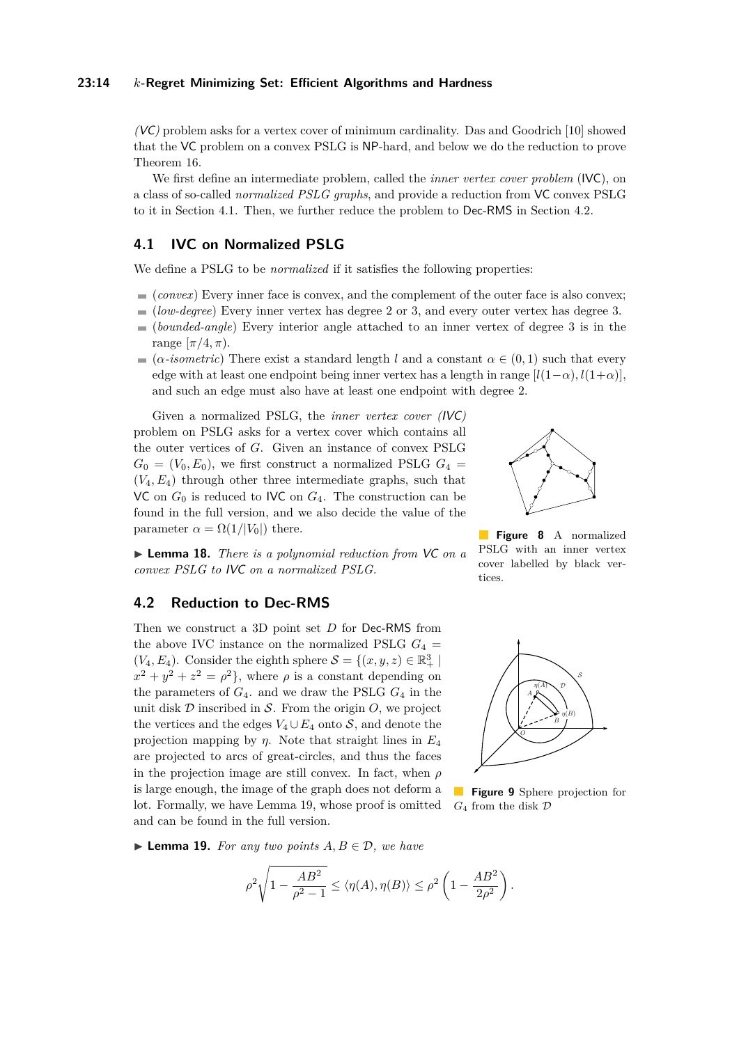*(VC)* problem asks for a vertex cover of minimum cardinality. Das and Goodrich [10] showed that the VC problem on a convex PSLG is NP-hard, and below we do the reduction to prove Theorem 16.

We first define an intermediate problem, called the *inner vertex cover problem* (IVC), on a class of so-called *normalized PSLG graphs*, and provide a reduction from VC convex PSLG to it in Section 4.1. Then, we further reduce the problem to Dec-RMS in Section 4.2.

## 4.1 IVC on Normalized PSLG

We define a PSLG to be *normalized* if it satisfies the following properties:

- (*convex*) Every inner face is convex, and the complement of the outer face is also convex;
- (*low-degree*) Every inner vertex has degree 2 or 3, and every outer vertex has degree 3.
- (*bounded-angle*) Every interior angle attached to an inner vertex of degree 3 is in the range $[\pi/4, \pi)$.
- ($\alpha$-*isometric*) There exist a standard length $l$ and a constant $\alpha \in (0, 1)$ such that every edge with at least one endpoint being inner vertex has a length in range $[l(1-\alpha), l(1+\alpha)]$, and such an edge must also have at least one endpoint with degree 2.

Given a normalized PSLG, the *inner vertex cover (IVC)* problem on PSLG asks for a vertex cover which contains all the outer vertices of $G$. Given an instance of convex PSLG $G_0 = (V_0, E_0)$, we first construct a normalized PSLG $G_4 = (V_4, E_4)$ through other three intermediate graphs, such that VC on $G_0$ is reduced to IVC on $G_4$. The construction can be found in the full version, and we also decide the value of the parameter $\alpha = \Omega(1/|V_0|)$ there.

**Figure 8** A normalized PSLG with an inner vertex cover labelled by black vertices.

▶ **Lemma 18.** *There is a polynomial reduction from VC on convex PSLG to IVC on a normalized PSLG.*

## 4.2 Reduction to Dec-RMS

Then we construct a 3D point set $D$ for Dec-RMS from the above IVC instance on the normalized PSLG $G_4 = (V_4, E_4)$. Consider the eighth sphere $\mathcal{S} = \{(x, y, z) \in \mathbb{R}^3_+ \mid x^2 + y^2 + z^2 = \rho^2\}$, where $\rho$ is a constant depending on the parameters of $G_4$. and we draw the PSLG $G_4$ in the unit disk $\mathcal{D}$ inscribed in $\mathcal{S}$. From the origin $O$, we project the vertices and the edges $V_4 \cup E_4$ onto $\mathcal{S}$, and denote the projection mapping by $\eta$. Note that straight lines in $E_4$ are projected to arcs of great-circles, and thus the faces in the projection image are still convex. In fact, when $\rho$ is large enough, the image of the graph does not deform a lot. Formally, we have Lemma 19, whose proof is omitted and can be found in the full version.

**Figure 9** Sphere projection for $G_4$ from the disk $\mathcal{D}$

▶ **Lemma 19.** *For any two points $A, B \in \mathcal{D}$, we have*

$$\rho^2 \sqrt{1 - \frac{AB^2}{\rho^2 - 1}} \leq \langle \eta(A), \eta(B) \rangle \leq \rho^2 \left(1 - \frac{AB^2}{2\rho^2}\right).$$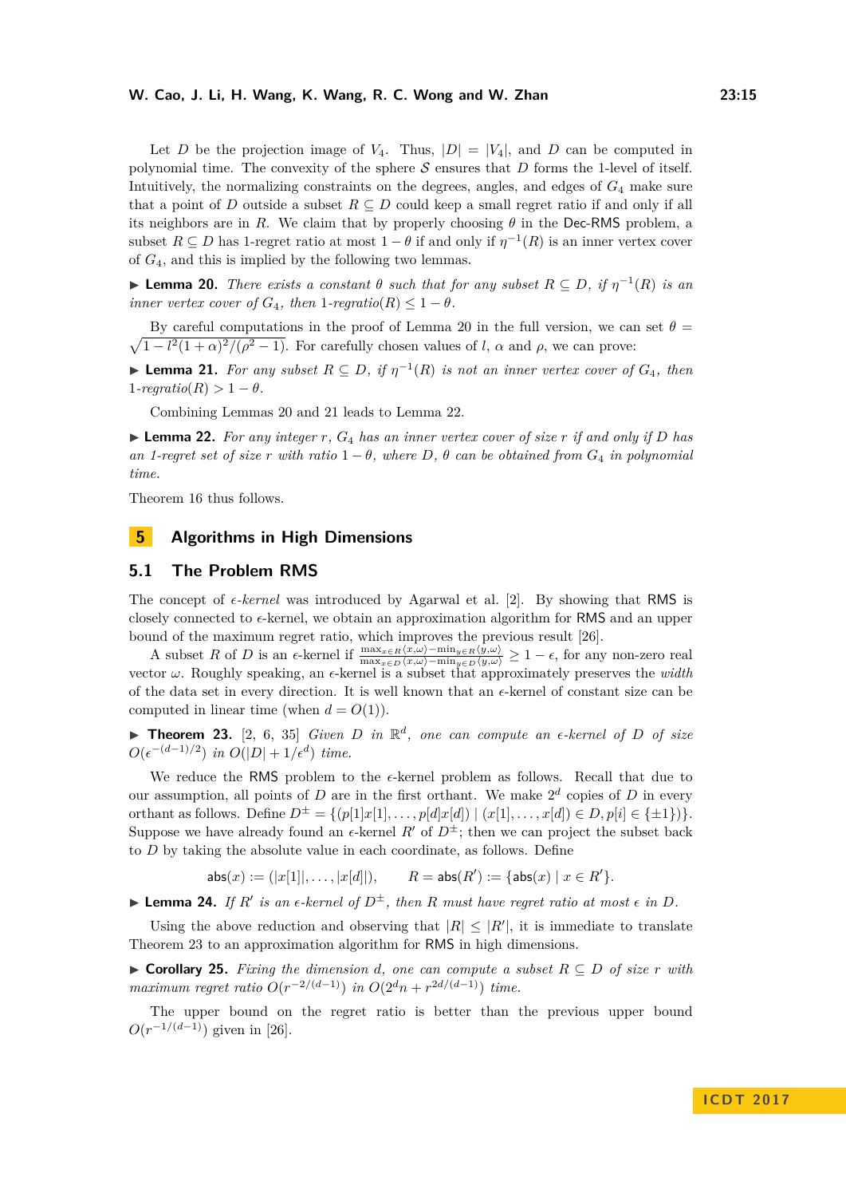Let $D$ be the projection image of $V_4$. Thus, $|D| = |V_4|$, and $D$ can be computed in polynomial time. The convexity of the sphere $\mathcal{S}$ ensures that $D$ forms the 1-level of itself. Intuitively, the normalizing constraints on the degrees, angles, and edges of $G_4$ make sure that a point of $D$ outside a subset $R \subseteq D$ could keep a small regret ratio if and only if all its neighbors are in $R$. We claim that by properly choosing $\theta$ in the Dec-RMS problem, a subset $R \subseteq D$ has 1-regret ratio at most $1 - \theta$ if and only if $\eta^{-1}(R)$ is an inner vertex cover of $G_4$, and this is implied by the following two lemmas.

▶ **Lemma 20.** *There exists a constant $\theta$ such that for any subset $R \subseteq D$, if $\eta^{-1}(R)$ is an inner vertex cover of $G_4$, then 1-regratio$(R) \leq 1 - \theta$.*

By careful computations in the proof of Lemma 20 in the full version, we can set $\theta = \sqrt{1 - l^2(1+\alpha)^2/(\rho^2 - 1)}$. For carefully chosen values of $l$, $\alpha$ and $\rho$, we can prove:

▶ **Lemma 21.** *For any subset $R \subseteq D$, if $\eta^{-1}(R)$ is not an inner vertex cover of $G_4$, then 1-regratio$(R) > 1 - \theta$.*

Combining Lemmas 20 and 21 leads to Lemma 22.

▶ **Lemma 22.** *For any integer $r$, $G_4$ has an inner vertex cover of size $r$ if and only if $D$ has an 1-regret set of size $r$ with ratio $1 - \theta$, where $D$, $\theta$ can be obtained from $G_4$ in polynomial time.*

Theorem 16 thus follows.

## 5 Algorithms in High Dimensions

### 5.1 The Problem RMS

The concept of *$\epsilon$-kernel* was introduced by Agarwal et al. [2]. By showing that RMS is closely connected to $\epsilon$-kernel, we obtain an approximation algorithm for RMS and an upper bound of the maximum regret ratio, which improves the previous result [26].

A subset $R$ of $D$ is an $\epsilon$-kernel if $\frac{\max_{x \in R}\langle x,\omega\rangle - \min_{y \in R}\langle y,\omega\rangle}{\max_{x \in D}\langle x,\omega\rangle - \min_{y \in D}\langle y,\omega\rangle} \geq 1 - \epsilon$, for any non-zero real vector $\omega$. Roughly speaking, an $\epsilon$-kernel is a subset that approximately preserves the *width* of the data set in every direction. It is well known that an $\epsilon$-kernel of constant size can be computed in linear time (when $d = O(1)$).

▶ **Theorem 23.** [2, 6, 35] *Given $D$ in $\mathbb{R}^d$, one can compute an $\epsilon$-kernel of $D$ of size $O(\epsilon^{-(d-1)/2})$ in $O(|D| + 1/\epsilon^d)$ time.*

We reduce the RMS problem to the $\epsilon$-kernel problem as follows. Recall that due to our assumption, all points of $D$ are in the first orthant. We make $2^d$ copies of $D$ in every orthant as follows. Define $D^{\pm} = \{(p[1]x[1], \ldots, p[d]x[d]) \mid (x[1], \ldots, x[d]) \in D, p[i] \in \{\pm 1\}\}$. Suppose we have already found an $\epsilon$-kernel $R'$ of $D^{\pm}$; then we can project the subset back to $D$ by taking the absolute value in each coordinate, as follows. Define

$$\mathsf{abs}(x) := (|x[1]|, \ldots, |x[d]|), \qquad R = \mathsf{abs}(R') := \{\mathsf{abs}(x) \mid x \in R'\}.$$

▶ **Lemma 24.** *If $R'$ is an $\epsilon$-kernel of $D^{\pm}$, then $R$ must have regret ratio at most $\epsilon$ in $D$.*

Using the above reduction and observing that $|R| \leq |R'|$, it is immediate to translate Theorem 23 to an approximation algorithm for RMS in high dimensions.

▶ **Corollary 25.** *Fixing the dimension $d$, one can compute a subset $R \subseteq D$ of size $r$ with maximum regret ratio $O(r^{-2/(d-1)})$ in $O(2^d n + r^{2d/(d-1)})$ time.*

The upper bound on the regret ratio is better than the previous upper bound $O(r^{-1/(d-1)})$ given in [26].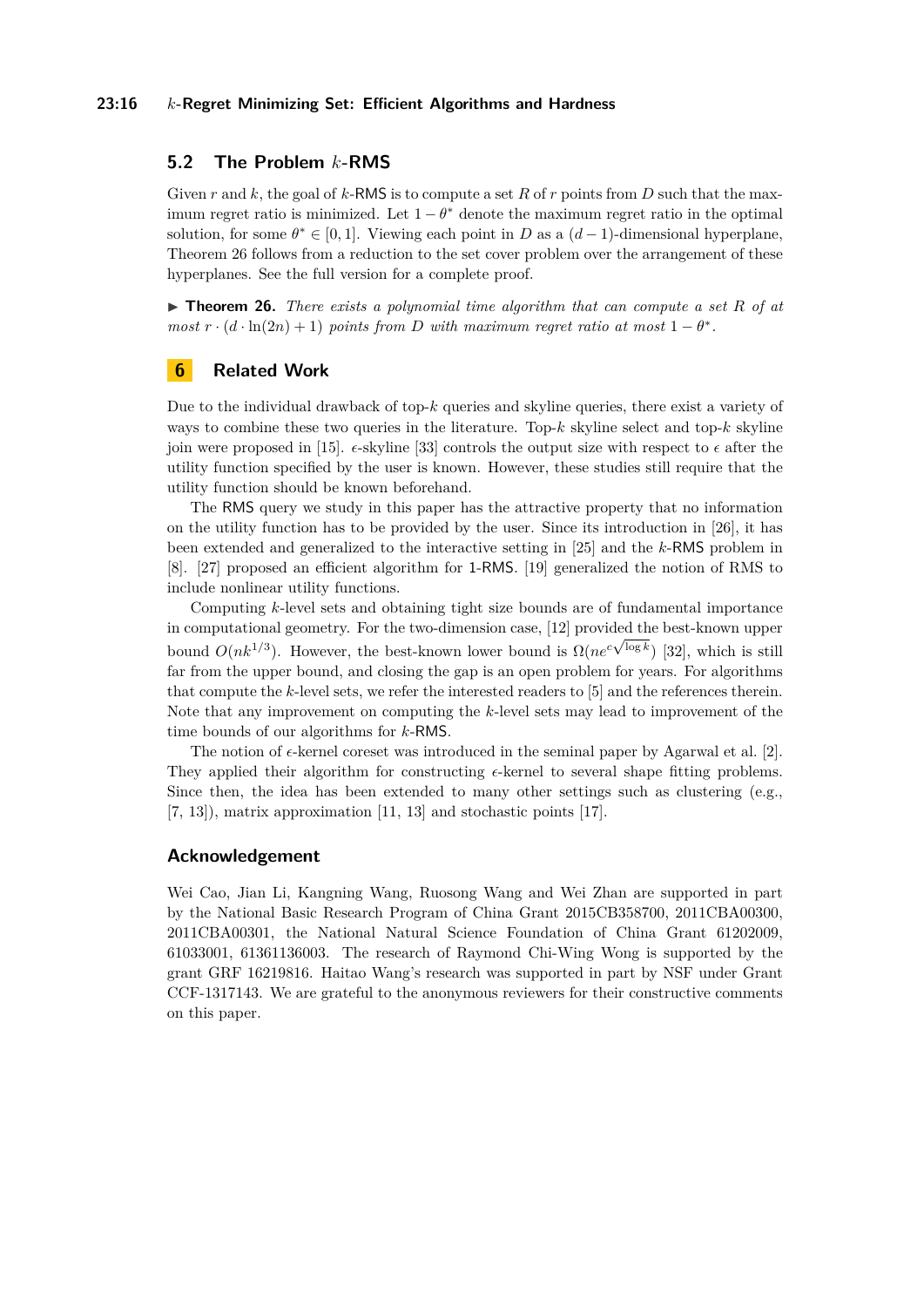## 5.2 The Problem $k$-RMS

Given $r$ and $k$, the goal of $k$-RMS is to compute a set $R$ of $r$ points from $D$ such that the maximum regret ratio is minimized. Let $1-\theta^*$ denote the maximum regret ratio in the optimal solution, for some $\theta^* \in [0,1]$. Viewing each point in $D$ as a $(d-1)$-dimensional hyperplane, Theorem 26 follows from a reduction to the set cover problem over the arrangement of these hyperplanes. See the full version for a complete proof.

▶ **Theorem 26.** *There exists a polynomial time algorithm that can compute a set $R$ of at most $r \cdot (d \cdot \ln(2n) + 1)$ points from $D$ with maximum regret ratio at most $1 - \theta^*$.*

# 6 Related Work

Due to the individual drawback of top-$k$ queries and skyline queries, there exist a variety of ways to combine these two queries in the literature. Top-$k$ skyline select and top-$k$ skyline join were proposed in [15]. $\epsilon$-skyline [33] controls the output size with respect to $\epsilon$ after the utility function specified by the user is known. However, these studies still require that the utility function should be known beforehand.

The RMS query we study in this paper has the attractive property that no information on the utility function has to be provided by the user. Since its introduction in [26], it has been extended and generalized to the interactive setting in [25] and the $k$-RMS problem in [8]. [27] proposed an efficient algorithm for 1-RMS. [19] generalized the notion of RMS to include nonlinear utility functions.

Computing $k$-level sets and obtaining tight size bounds are of fundamental importance in computational geometry. For the two-dimension case, [12] provided the best-known upper bound $O(nk^{1/3})$. However, the best-known lower bound is $\Omega(ne^{c\sqrt{\log k}})$ [32], which is still far from the upper bound, and closing the gap is an open problem for years. For algorithms that compute the $k$-level sets, we refer the interested readers to [5] and the references therein. Note that any improvement on computing the $k$-level sets may lead to improvement of the time bounds of our algorithms for $k$-RMS.

The notion of $\epsilon$-kernel coreset was introduced in the seminal paper by Agarwal et al. [2]. They applied their algorithm for constructing $\epsilon$-kernel to several shape fitting problems. Since then, the idea has been extended to many other settings such as clustering (e.g., [7, 13]), matrix approximation [11, 13] and stochastic points [17].

## Acknowledgement

Wei Cao, Jian Li, Kangning Wang, Ruosong Wang and Wei Zhan are supported in part by the National Basic Research Program of China Grant 2015CB358700, 2011CBA00300, 2011CBA00301, the National Natural Science Foundation of China Grant 61202009, 61033001, 61361136003. The research of Raymond Chi-Wing Wong is supported by the grant GRF 16219816. Haitao Wang's research was supported in part by NSF under Grant CCF-1317143. We are grateful to the anonymous reviewers for their constructive comments on this paper.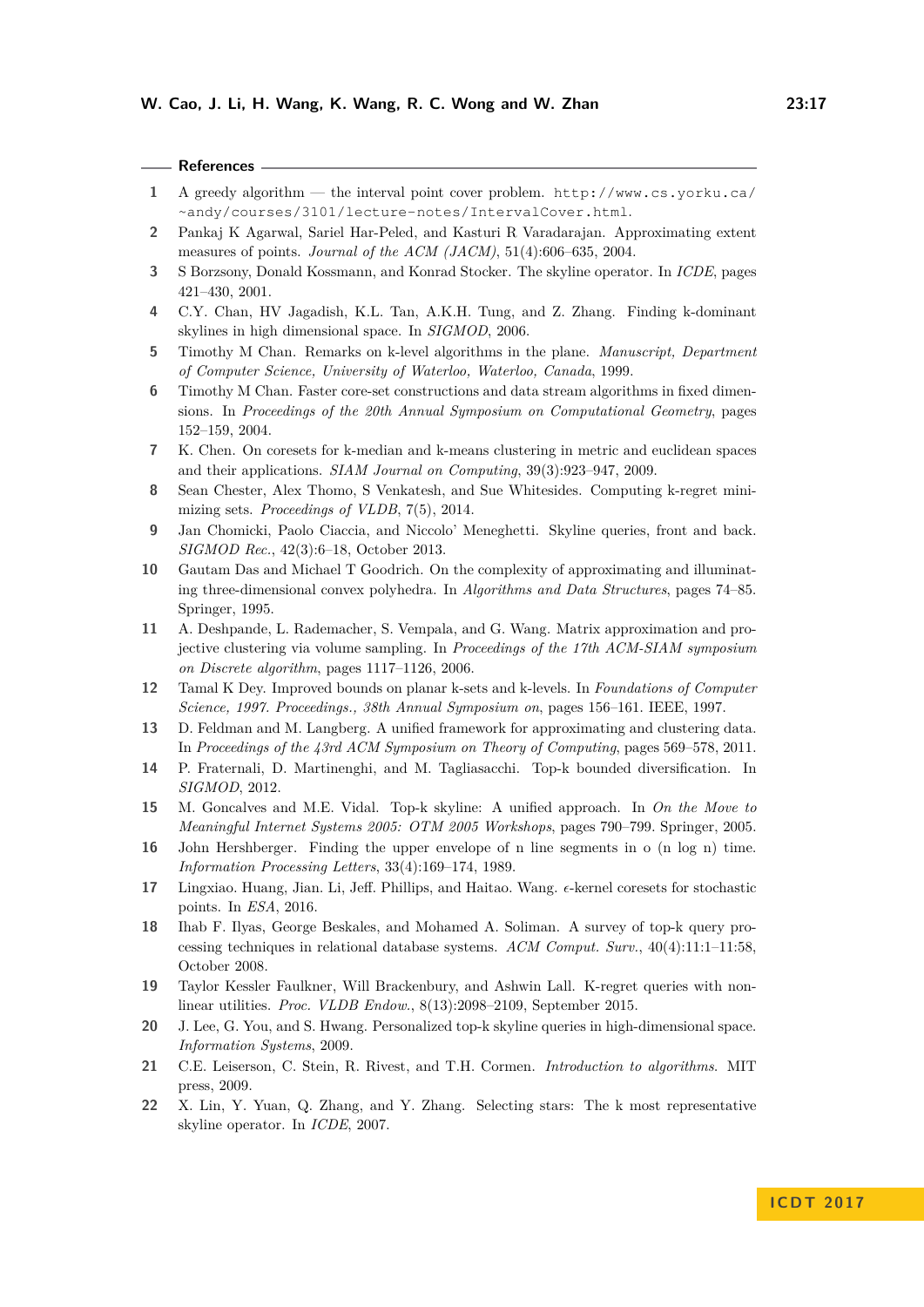## References

1. A greedy algorithm — the interval point cover problem. http://www.cs.yorku.ca/~andy/courses/3101/lecture-notes/IntervalCover.html.
2. Pankaj K Agarwal, Sariel Har-Peled, and Kasturi R Varadarajan. Approximating extent measures of points. *Journal of the ACM (JACM)*, 51(4):606–635, 2004.
3. S Borzsony, Donald Kossmann, and Konrad Stocker. The skyline operator. In *ICDE*, pages 421–430, 2001.
4. C.Y. Chan, HV Jagadish, K.L. Tan, A.K.H. Tung, and Z. Zhang. Finding k-dominant skylines in high dimensional space. In *SIGMOD*, 2006.
5. Timothy M Chan. Remarks on k-level algorithms in the plane. *Manuscript, Department of Computer Science, University of Waterloo, Waterloo, Canada*, 1999.
6. Timothy M Chan. Faster core-set constructions and data stream algorithms in fixed dimensions. In *Proceedings of the 20th Annual Symposium on Computational Geometry*, pages 152–159, 2004.
7. K. Chen. On coresets for k-median and k-means clustering in metric and euclidean spaces and their applications. *SIAM Journal on Computing*, 39(3):923–947, 2009.
8. Sean Chester, Alex Thomo, S Venkatesh, and Sue Whitesides. Computing k-regret minimizing sets. *Proceedings of VLDB*, 7(5), 2014.
9. Jan Chomicki, Paolo Ciaccia, and Niccolo' Meneghetti. Skyline queries, front and back. *SIGMOD Rec.*, 42(3):6–18, October 2013.
10. Gautam Das and Michael T Goodrich. On the complexity of approximating and illuminating three-dimensional convex polyhedra. In *Algorithms and Data Structures*, pages 74–85. Springer, 1995.
11. A. Deshpande, L. Rademacher, S. Vempala, and G. Wang. Matrix approximation and projective clustering via volume sampling. In *Proceedings of the 17th ACM-SIAM symposium on Discrete algorithm*, pages 1117–1126, 2006.
12. Tamal K Dey. Improved bounds on planar k-sets and k-levels. In *Foundations of Computer Science, 1997. Proceedings., 38th Annual Symposium on*, pages 156–161. IEEE, 1997.
13. D. Feldman and M. Langberg. A unified framework for approximating and clustering data. In *Proceedings of the 43rd ACM Symposium on Theory of Computing*, pages 569–578, 2011.
14. P. Fraternali, D. Martinenghi, and M. Tagliasacchi. Top-k bounded diversification. In *SIGMOD*, 2012.
15. M. Goncalves and M.E. Vidal. Top-k skyline: A unified approach. In *On the Move to Meaningful Internet Systems 2005: OTM 2005 Workshops*, pages 790–799. Springer, 2005.
16. John Hershberger. Finding the upper envelope of n line segments in o (n log n) time. *Information Processing Letters*, 33(4):169–174, 1989.
17. Lingxiao. Huang, Jian. Li, Jeff. Phillips, and Haitao. Wang. $\epsilon$-kernel coresets for stochastic points. In *ESA*, 2016.
18. Ihab F. Ilyas, George Beskales, and Mohamed A. Soliman. A survey of top-k query processing techniques in relational database systems. *ACM Comput. Surv.*, 40(4):11:1–11:58, October 2008.
19. Taylor Kessler Faulkner, Will Brackenbury, and Ashwin Lall. K-regret queries with nonlinear utilities. *Proc. VLDB Endow.*, 8(13):2098–2109, September 2015.
20. J. Lee, G. You, and S. Hwang. Personalized top-k skyline queries in high-dimensional space. *Information Systems*, 2009.
21. C.E. Leiserson, C. Stein, R. Rivest, and T.H. Cormen. *Introduction to algorithms.* MIT press, 2009.
22. X. Lin, Y. Yuan, Q. Zhang, and Y. Zhang. Selecting stars: The k most representative skyline operator. In *ICDE*, 2007.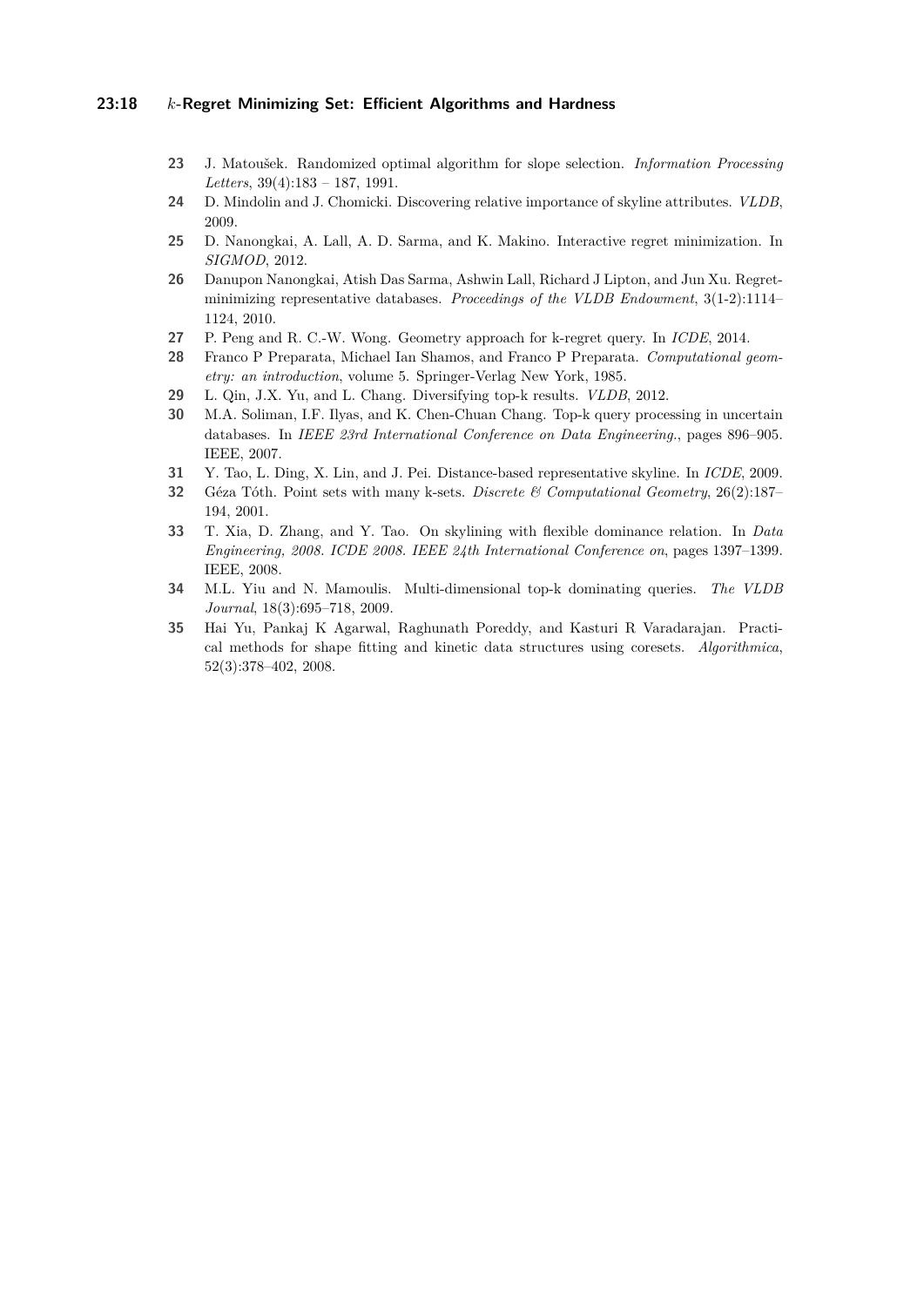23 J. Matoušek. Randomized optimal algorithm for slope selection. *Information Processing Letters*, 39(4):183 – 187, 1991.

24 D. Mindolin and J. Chomicki. Discovering relative importance of skyline attributes. *VLDB*, 2009.

25 D. Nanongkai, A. Lall, A. D. Sarma, and K. Makino. Interactive regret minimization. In *SIGMOD*, 2012.

26 Danupon Nanongkai, Atish Das Sarma, Ashwin Lall, Richard J Lipton, and Jun Xu. Regret-minimizing representative databases. *Proceedings of the VLDB Endowment*, 3(1-2):1114–1124, 2010.

27 P. Peng and R. C.-W. Wong. Geometry approach for k-regret query. In *ICDE*, 2014.

28 Franco P Preparata, Michael Ian Shamos, and Franco P Preparata. *Computational geometry: an introduction*, volume 5. Springer-Verlag New York, 1985.

29 L. Qin, J.X. Yu, and L. Chang. Diversifying top-k results. *VLDB*, 2012.

30 M.A. Soliman, I.F. Ilyas, and K. Chen-Chuan Chang. Top-k query processing in uncertain databases. In *IEEE 23rd International Conference on Data Engineering.*, pages 896–905. IEEE, 2007.

31 Y. Tao, L. Ding, X. Lin, and J. Pei. Distance-based representative skyline. In *ICDE*, 2009.

32 Géza Tóth. Point sets with many k-sets. *Discrete & Computational Geometry*, 26(2):187–194, 2001.

33 T. Xia, D. Zhang, and Y. Tao. On skylining with flexible dominance relation. In *Data Engineering, 2008. ICDE 2008. IEEE 24th International Conference on*, pages 1397–1399. IEEE, 2008.

34 M.L. Yiu and N. Mamoulis. Multi-dimensional top-k dominating queries. *The VLDB Journal*, 18(3):695–718, 2009.

35 Hai Yu, Pankaj K Agarwal, Raghunath Poreddy, and Kasturi R Varadarajan. Practical methods for shape fitting and kinetic data structures using coresets. *Algorithmica*, 52(3):378–402, 2008.